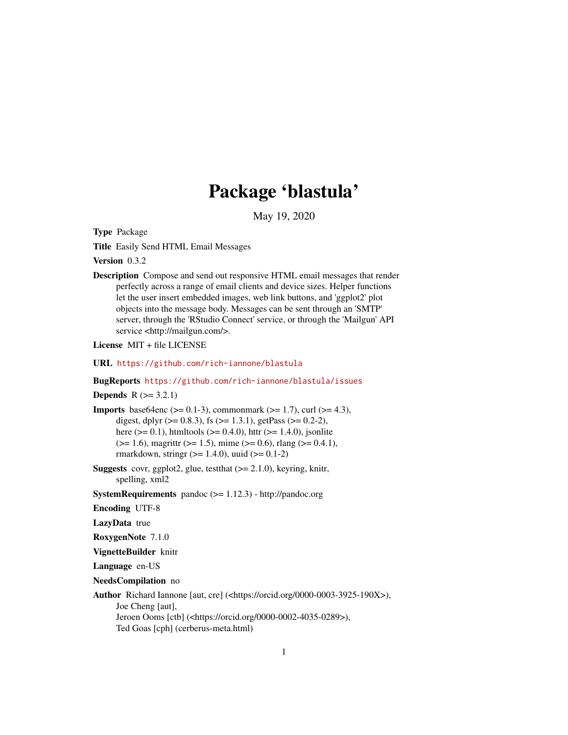# Package 'blastula'

May 19, 2020

**Type** Package

**Title** Easily Send HTML Email Messages

**Version** 0.3.2

**Description** Compose and send out responsive HTML email messages that render perfectly across a range of email clients and device sizes. Helper functions let the user insert embedded images, web link buttons, and 'ggplot2' plot objects into the message body. Messages can be sent through an 'SMTP' server, through the 'RStudio Connect' service, or through the 'Mailgun' API service <http://mailgun.com/>.

**License** MIT + file LICENSE

**URL** https://github.com/rich-iannone/blastula

**BugReports** https://github.com/rich-iannone/blastula/issues

**Depends** R (>= 3.2.1)

**Imports** base64enc (>= 0.1-3), commonmark (>= 1.7), curl (>= 4.3), digest, dplyr (>= 0.8.3), fs (>= 1.3.1), getPass (>= 0.2-2), here (>= 0.1), htmltools (>= 0.4.0), httr (>= 1.4.0), jsonlite (>= 1.6), magrittr (>= 1.5), mime (>= 0.6), rlang (>= 0.4.1), rmarkdown, stringr (>= 1.4.0), uuid (>= 0.1-2)

**Suggests** covr, ggplot2, glue, testthat (>= 2.1.0), keyring, knitr, spelling, xml2

**SystemRequirements** pandoc (>= 1.12.3) - http://pandoc.org

**Encoding** UTF-8

**LazyData** true

**RoxygenNote** 7.1.0

**VignetteBuilder** knitr

**Language** en-US

**NeedsCompilation** no

**Author** Richard Iannone [aut, cre] (<https://orcid.org/0000-0003-3925-190X>), Joe Cheng [aut], Jeroen Ooms [ctb] (<https://orcid.org/0000-0002-4035-0289>), Ted Goas [cph] (cerberus-meta.html)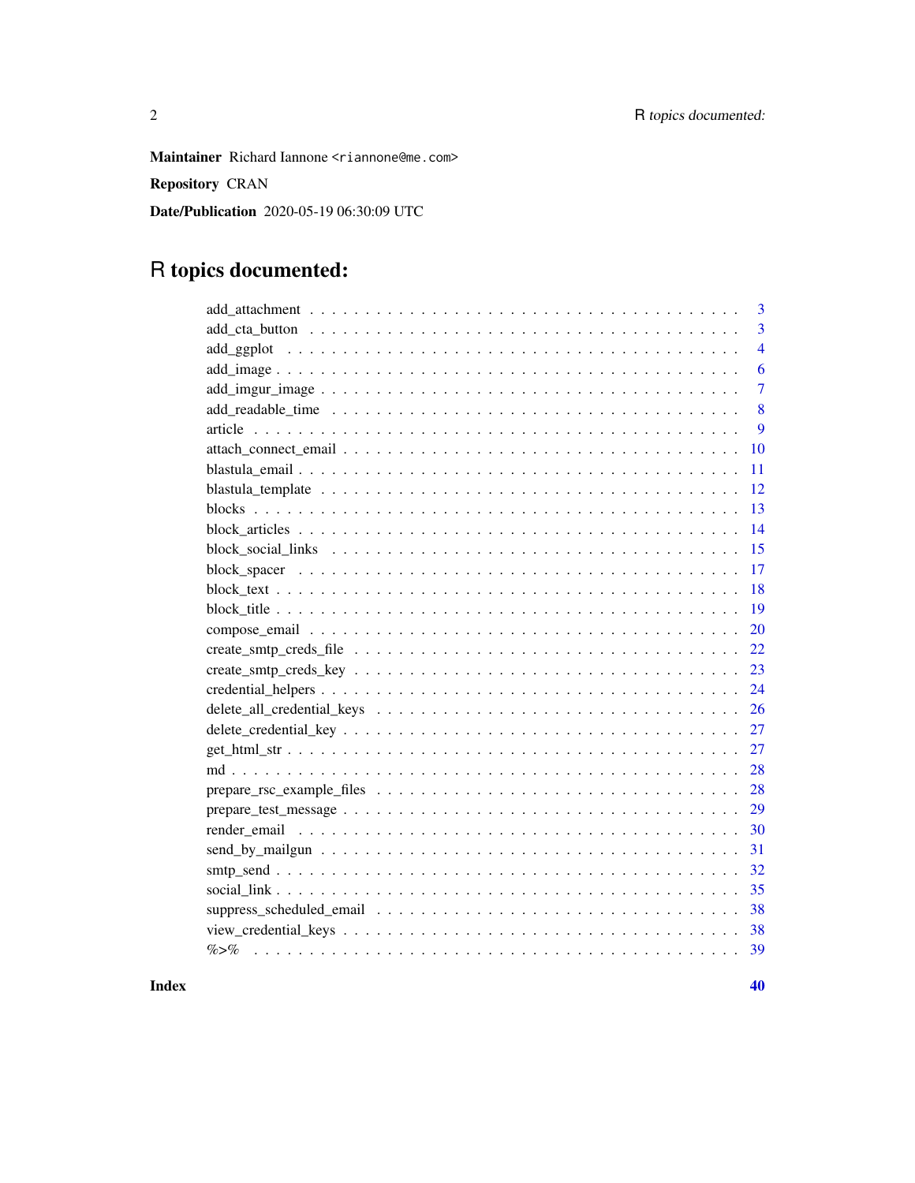**Maintainer** Richard Iannone <riannone@me.com>

**Repository** CRAN

**Date/Publication** 2020-05-19 06:30:09 UTC

# R topics documented:

| | |
|---|---|
| add_attachment | 3 |
| add_cta_button | 3 |
| add_ggplot | 4 |
| add_image | 6 |
| add_imgur_image | 7 |
| add_readable_time | 8 |
| article | 9 |
| attach_connect_email | 10 |
| blastula_email | 11 |
| blastula_template | 12 |
| blocks | 13 |
| block_articles | 14 |
| block_social_links | 15 |
| block_spacer | 17 |
| block_text | 18 |
| block_title | 19 |
| compose_email | 20 |
| create_smtp_creds_file | 22 |
| create_smtp_creds_key | 23 |
| credential_helpers | 24 |
| delete_all_credential_keys | 26 |
| delete_credential_key | 27 |
| get_html_str | 27 |
| md | 28 |
| prepare_rsc_example_files | 28 |
| prepare_test_message | 29 |
| render_email | 30 |
| send_by_mailgun | 31 |
| smtp_send | 32 |
| social_link | 35 |
| suppress_scheduled_email | 38 |
| view_credential_keys | 38 |
| %>% | 39 |

**Index** **40**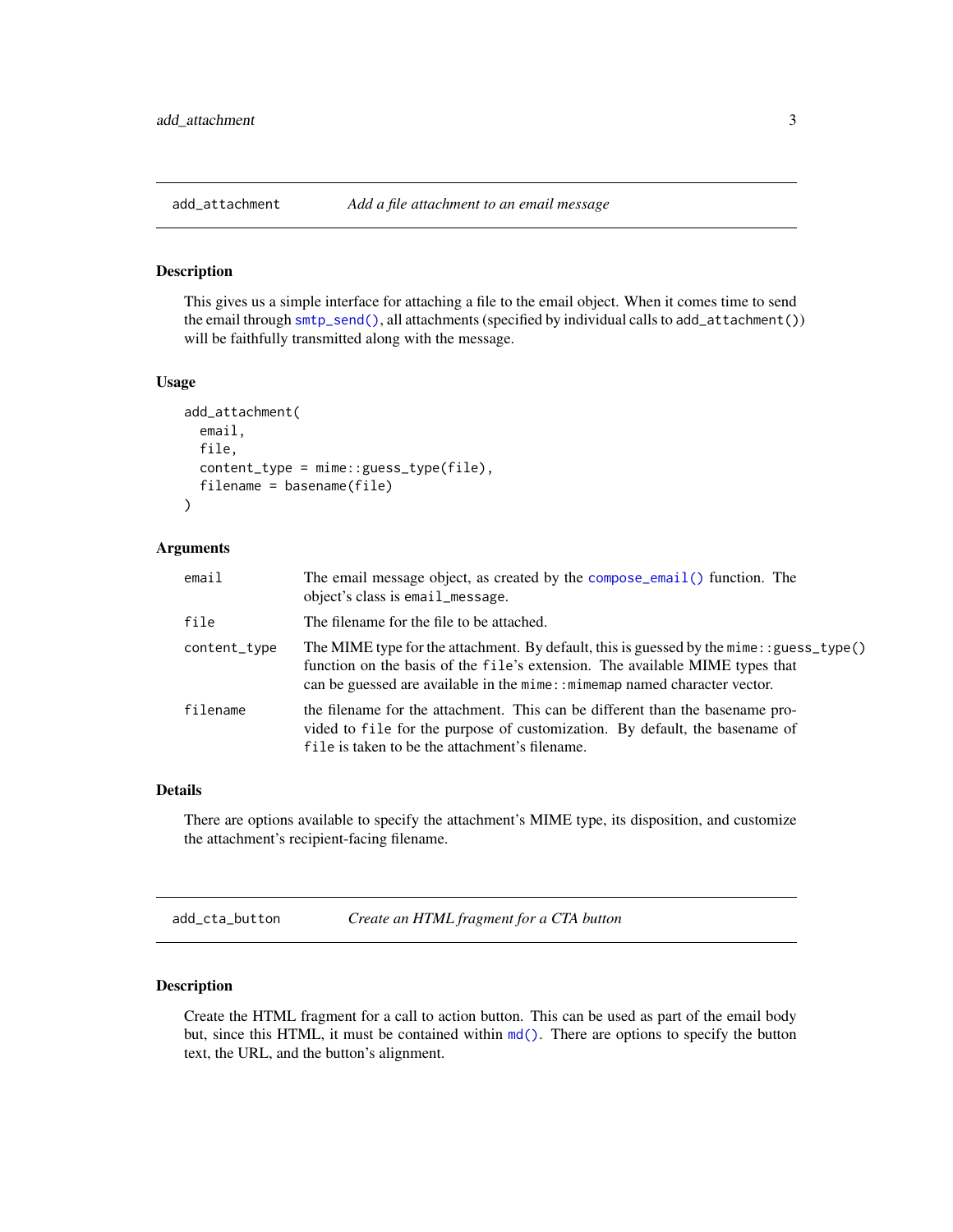## add_attachment — *Add a file attachment to an email message*

### Description

This gives us a simple interface for attaching a file to the email object. When it comes time to send the email through `smtp_send()`, all attachments (specified by individual calls to `add_attachment()`) will be faithfully transmitted along with the message.

### Usage

```
add_attachment(
  email,
  file,
  content_type = mime::guess_type(file),
  filename = basename(file)
)
```

### Arguments

| Argument | Description |
|---|---|
| `email` | The email message object, as created by the `compose_email()` function. The object's class is `email_message`. |
| `file` | The filename for the file to be attached. |
| `content_type` | The MIME type for the attachment. By default, this is guessed by the `mime::guess_type()` function on the basis of the `file`'s extension. The available MIME types that can be guessed are available in the `mime::mimemap` named character vector. |
| `filename` | the filename for the attachment. This can be different than the basename provided to `file` for the purpose of customization. By default, the basename of `file` is taken to be the attachment's filename. |

### Details

There are options available to specify the attachment's MIME type, its disposition, and customize the attachment's recipient-facing filename.

## add_cta_button — *Create an HTML fragment for a CTA button*

### Description

Create the HTML fragment for a call to action button. This can be used as part of the email body but, since this HTML, it must be contained within `md()`. There are options to specify the button text, the URL, and the button's alignment.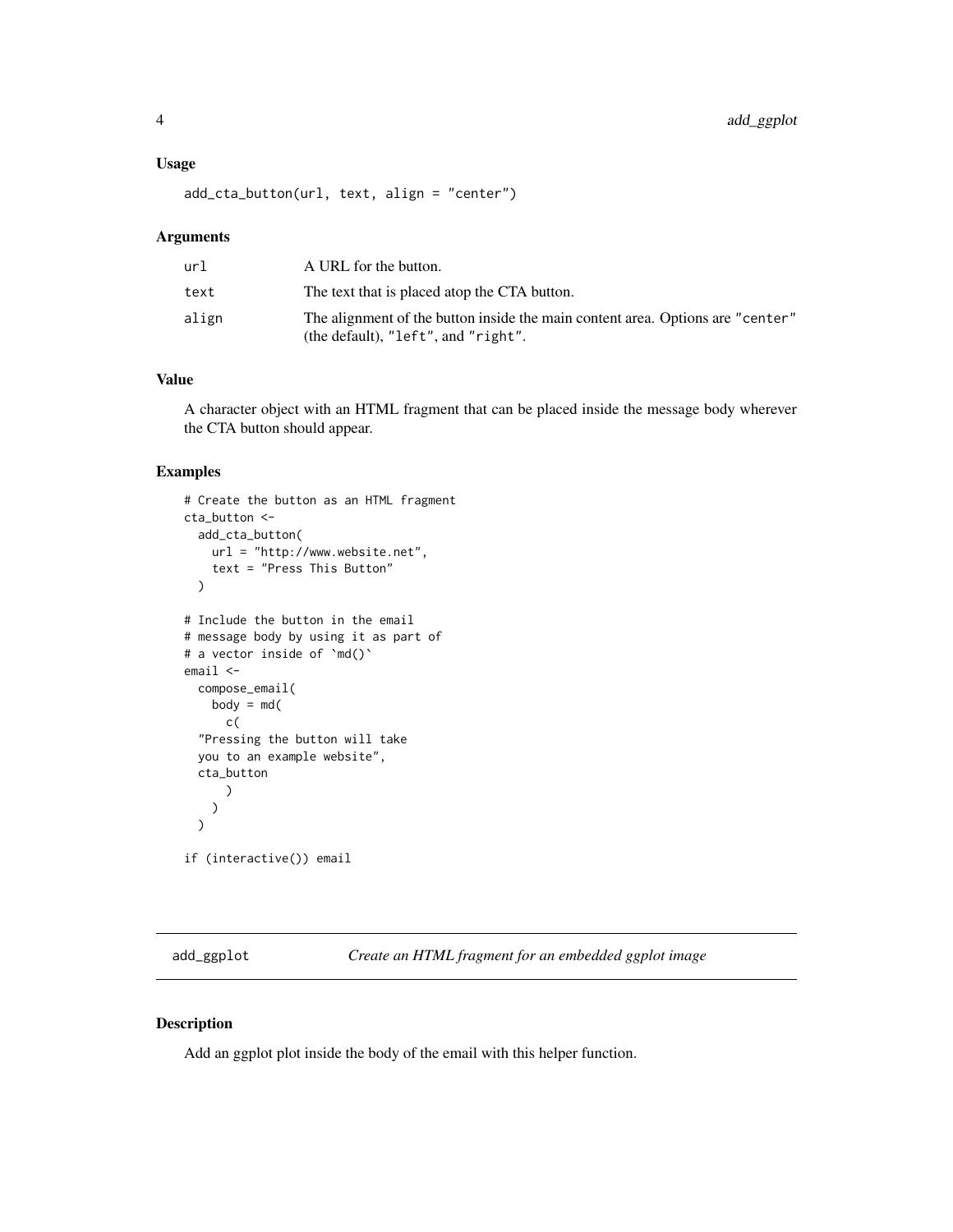### Usage

```
add_cta_button(url, text, align = "center")
```

### Arguments

| | |
|---|---|
| url | A URL for the button. |
| text | The text that is placed atop the CTA button. |
| align | The alignment of the button inside the main content area. Options are "center" (the default), "left", and "right". |

### Value

A character object with an HTML fragment that can be placed inside the message body wherever the CTA button should appear.

### Examples

```
# Create the button as an HTML fragment
cta_button <-
  add_cta_button(
    url = "http://www.website.net",
    text = "Press This Button"
  )

# Include the button in the email
# message body by using it as part of
# a vector inside of `md()`
email <-
  compose_email(
    body = md(
      c(
  "Pressing the button will take
  you to an example website",
  cta_button
      )
    )
  )

if (interactive()) email
```

---

## add_ggplot — *Create an HTML fragment for an embedded ggplot image*

### Description

Add an ggplot plot inside the body of the email with this helper function.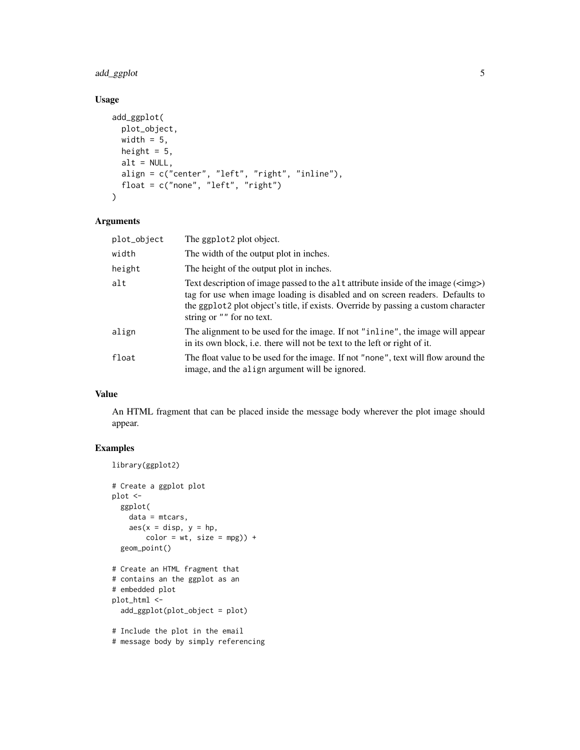## Usage

```
add_ggplot(
  plot_object,
  width = 5,
  height = 5,
  alt = NULL,
  align = c("center", "left", "right", "inline"),
  float = c("none", "left", "right")
)
```

## Arguments

| | |
|---|---|
| `plot_object` | The `ggplot2` plot object. |
| `width` | The width of the output plot in inches. |
| `height` | The height of the output plot in inches. |
| `alt` | Text description of image passed to the `alt` attribute inside of the image (<img>) tag for use when image loading is disabled and on screen readers. Defaults to the `ggplot2` plot object's title, if exists. Override by passing a custom character string or `""` for no text. |
| `align` | The alignment to be used for the image. If not `"inline"`, the image will appear in its own block, i.e. there will not be text to the left or right of it. |
| `float` | The float value to be used for the image. If not `"none"`, text will flow around the image, and the `align` argument will be ignored. |

## Value

An HTML fragment that can be placed inside the message body wherever the plot image should appear.

## Examples

```
library(ggplot2)

# Create a ggplot plot
plot <-
  ggplot(
    data = mtcars,
    aes(x = disp, y = hp,
        color = wt, size = mpg)) +
  geom_point()

# Create an HTML fragment that
# contains an the ggplot as an
# embedded plot
plot_html <-
  add_ggplot(plot_object = plot)

# Include the plot in the email
# message body by simply referencing
```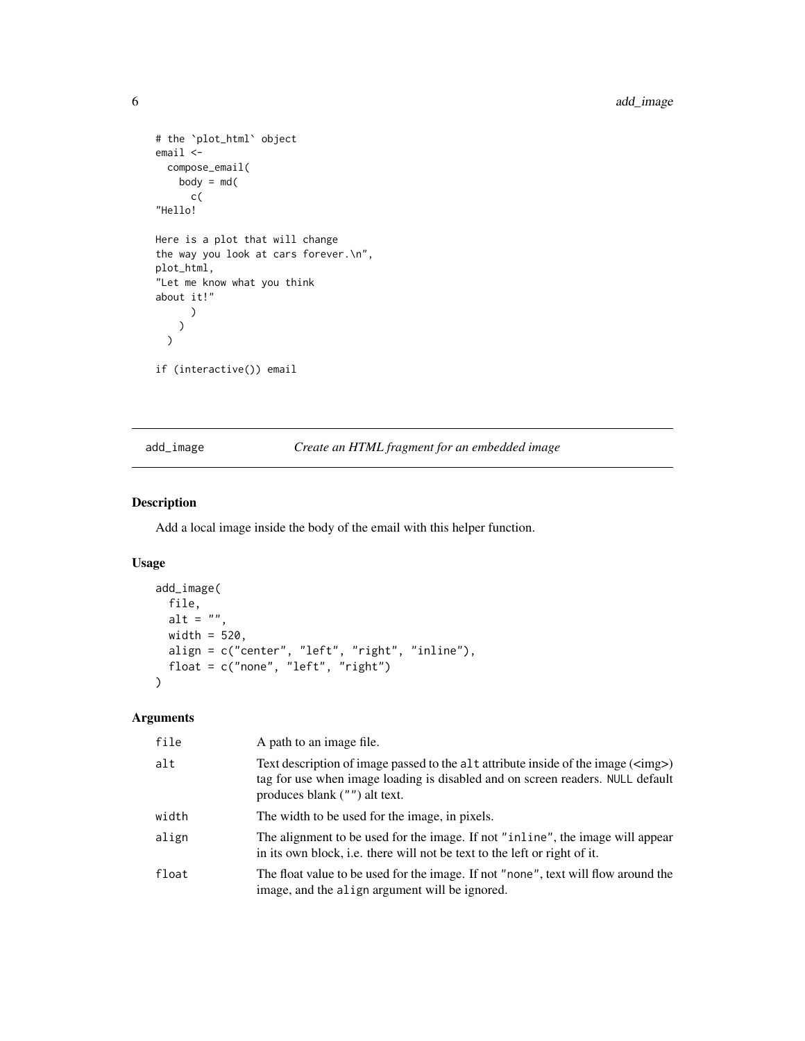```
# the `plot_html` object
email <-
  compose_email(
    body = md(
      c(
"Hello!

Here is a plot that will change
the way you look at cars forever.\n",
plot_html,
"Let me know what you think
about it!"
      )
    )
  )

if (interactive()) email
```

---

## add_image — *Create an HTML fragment for an embedded image*

---

### Description

Add a local image inside the body of the email with this helper function.

### Usage

```
add_image(
  file,
  alt = "",
  width = 520,
  align = c("center", "left", "right", "inline"),
  float = c("none", "left", "right")
)
```

### Arguments

| | |
|---|---|
| `file` | A path to an image file. |
| `alt` | Text description of image passed to the `alt` attribute inside of the image (<img>) tag for use when image loading is disabled and on screen readers. `NULL` default produces blank (`""`) alt text. |
| `width` | The width to be used for the image, in pixels. |
| `align` | The alignment to be used for the image. If not `"inline"`, the image will appear in its own block, i.e. there will not be text to the left or right of it. |
| `float` | The float value to be used for the image. If not `"none"`, text will flow around the image, and the `align` argument will be ignored. |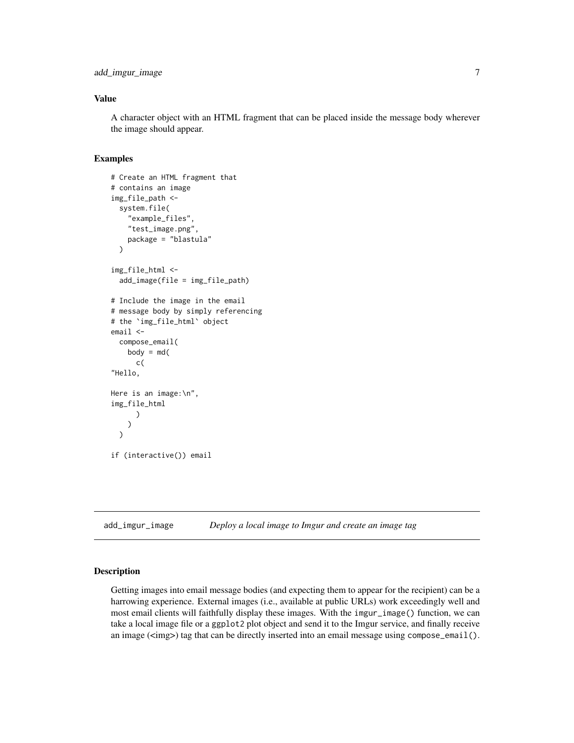### Value

A character object with an HTML fragment that can be placed inside the message body wherever the image should appear.

### Examples

```
# Create an HTML fragment that
# contains an image
img_file_path <-
  system.file(
    "example_files",
    "test_image.png",
    package = "blastula"
  )

img_file_html <-
  add_image(file = img_file_path)

# Include the image in the email
# message body by simply referencing
# the `img_file_html` object
email <-
  compose_email(
    body = md(
      c(
"Hello,

Here is an image:\n",
img_file_html
      )
    )
  )

if (interactive()) email
```

---

## add_imgur_image &nbsp;&nbsp;&nbsp; *Deploy a local image to Imgur and create an image tag*

---

### Description

Getting images into email message bodies (and expecting them to appear for the recipient) can be a harrowing experience. External images (i.e., available at public URLs) work exceedingly well and most email clients will faithfully display these images. With the `imgur_image()` function, we can take a local image file or a `ggplot2` plot object and send it to the Imgur service, and finally receive an image (<img>) tag that can be directly inserted into an email message using `compose_email()`.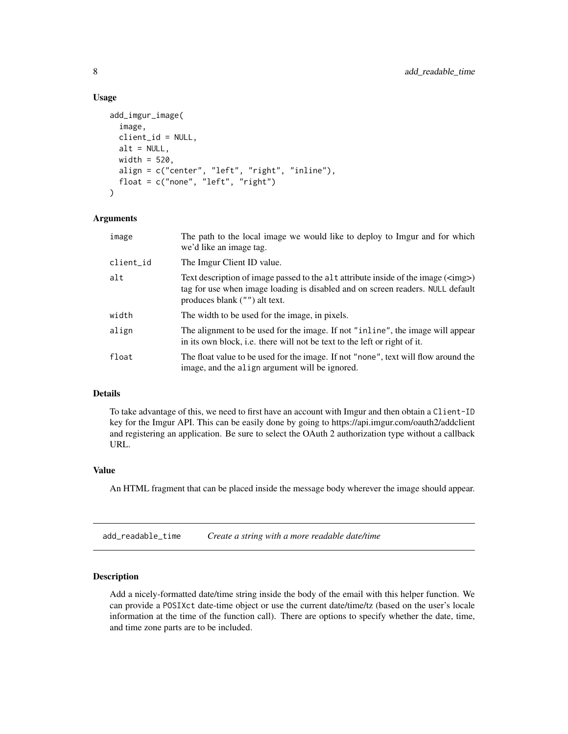### Usage

```
add_imgur_image(
  image,
  client_id = NULL,
  alt = NULL,
  width = 520,
  align = c("center", "left", "right", "inline"),
  float = c("none", "left", "right")
)
```

### Arguments

| | |
|---|---|
| image | The path to the local image we would like to deploy to Imgur and for which we'd like an image tag. |
| client_id | The Imgur Client ID value. |
| alt | Text description of image passed to the `alt` attribute inside of the image (<img>) tag for use when image loading is disabled and on screen readers. `NULL` default produces blank (`""`) alt text. |
| width | The width to be used for the image, in pixels. |
| align | The alignment to be used for the image. If not `"inline"`, the image will appear in its own block, i.e. there will not be text to the left or right of it. |
| float | The float value to be used for the image. If not `"none"`, text will flow around the image, and the `align` argument will be ignored. |

### Details

To take advantage of this, we need to first have an account with Imgur and then obtain a `Client-ID` key for the Imgur API. This can be easily done by going to https://api.imgur.com/oauth2/addclient and registering an application. Be sure to select the OAuth 2 authorization type without a callback URL.

### Value

An HTML fragment that can be placed inside the message body wherever the image should appear.

---

## add_readable_time *Create a string with a more readable date/time*

---

### Description

Add a nicely-formatted date/time string inside the body of the email with this helper function. We can provide a `POSIXct` date-time object or use the current date/time/tz (based on the user's locale information at the time of the function call). There are options to specify whether the date, time, and time zone parts are to be included.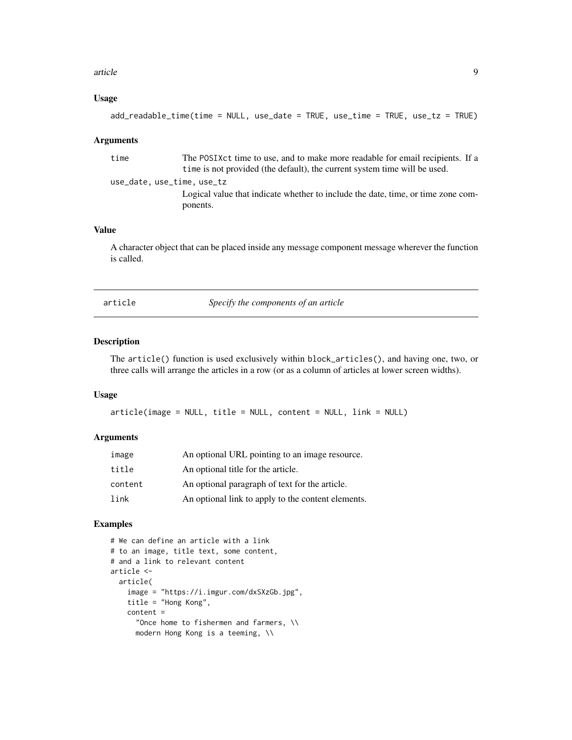### Usage

```
add_readable_time(time = NULL, use_date = TRUE, use_time = TRUE, use_tz = TRUE)
```

### Arguments

| | |
|---|---|
| time | The POSIXct time to use, and to make more readable for email recipients. If a time is not provided (the default), the current system time will be used. |
| use_date, use_time, use_tz | Logical value that indicate whether to include the date, time, or time zone components. |

### Value

A character object that can be placed inside any message component message wherever the function is called.

---

## article — *Specify the components of an article*

### Description

The article() function is used exclusively within block_articles(), and having one, two, or three calls will arrange the articles in a row (or as a column of articles at lower screen widths).

### Usage

```
article(image = NULL, title = NULL, content = NULL, link = NULL)
```

### Arguments

| | |
|---|---|
| image | An optional URL pointing to an image resource. |
| title | An optional title for the article. |
| content | An optional paragraph of text for the article. |
| link | An optional link to apply to the content elements. |

### Examples

```
# We can define an article with a link
# to an image, title text, some content,
# and a link to relevant content
article <-
  article(
    image = "https://i.imgur.com/dxSXzGb.jpg",
    title = "Hong Kong",
    content =
      "Once home to fishermen and farmers, \\
      modern Hong Kong is a teeming, \\
```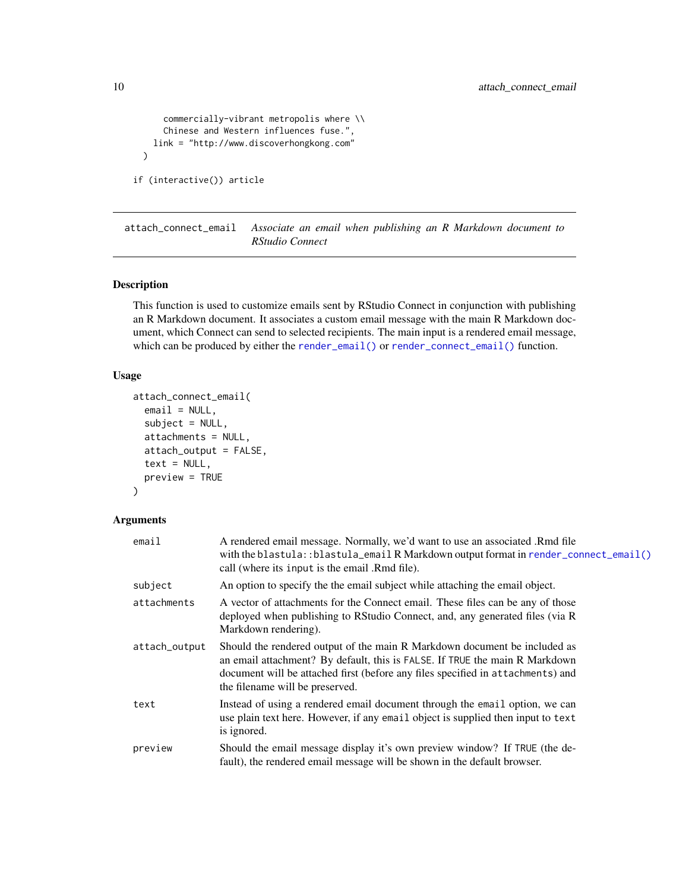```
      commercially-vibrant metropolis where \\
      Chinese and Western influences fuse.",
    link = "http://www.discoverhongkong.com"
  )

if (interactive()) article
```

---

## attach_connect_email — *Associate an email when publishing an R Markdown document to RStudio Connect*

---

### Description

This function is used to customize emails sent by RStudio Connect in conjunction with publishing an R Markdown document. It associates a custom email message with the main R Markdown document, which Connect can send to selected recipients. The main input is a rendered email message, which can be produced by either the `render_email()` or `render_connect_email()` function.

### Usage

```
attach_connect_email(
  email = NULL,
  subject = NULL,
  attachments = NULL,
  attach_output = FALSE,
  text = NULL,
  preview = TRUE
)
```

### Arguments

| | |
|---|---|
| `email` | A rendered email message. Normally, we'd want to use an associated .Rmd file with the `blastula::blastula_email` R Markdown output format in `render_connect_email()` call (where its `input` is the email .Rmd file). |
| `subject` | An option to specify the the email subject while attaching the email object. |
| `attachments` | A vector of attachments for the Connect email. These files can be any of those deployed when publishing to RStudio Connect, and, any generated files (via R Markdown rendering). |
| `attach_output` | Should the rendered output of the main R Markdown document be included as an email attachment? By default, this is `FALSE`. If `TRUE` the main R Markdown document will be attached first (before any files specified in `attachments`) and the filename will be preserved. |
| `text` | Instead of using a rendered email document through the `email` option, we can use plain text here. However, if any `email` object is supplied then input to `text` is ignored. |
| `preview` | Should the email message display it's own preview window? If `TRUE` (the default), the rendered email message will be shown in the default browser. |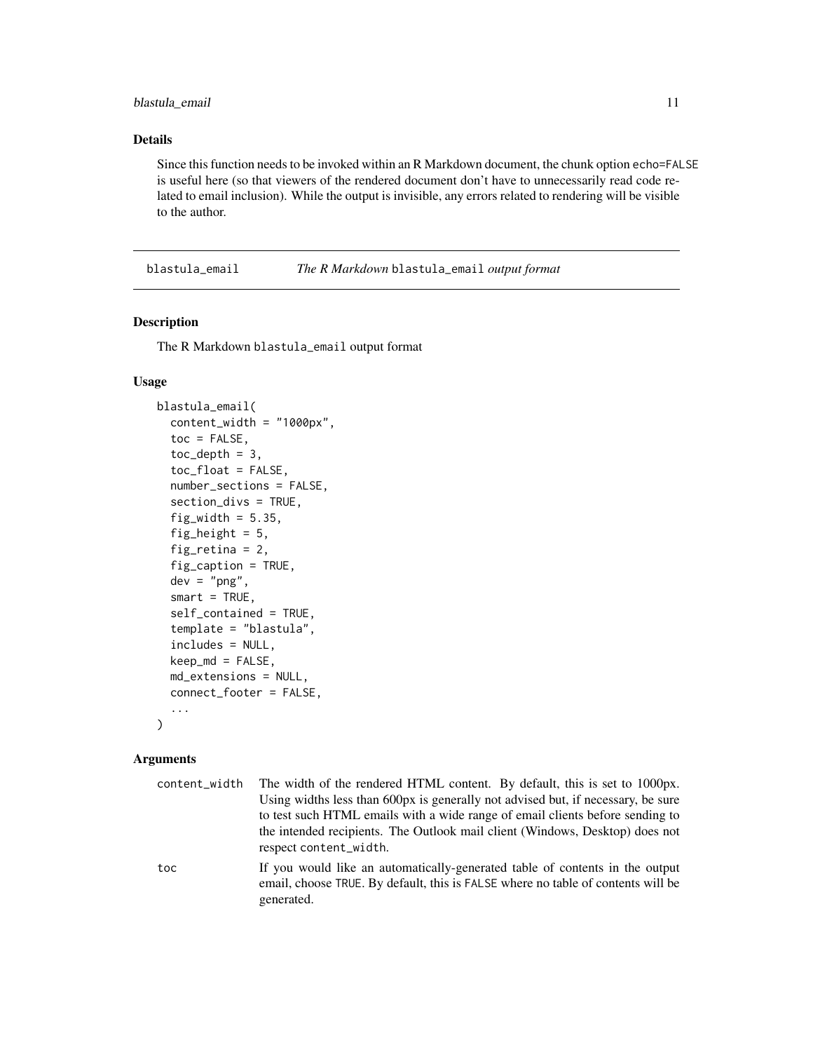### Details

Since this function needs to be invoked within an R Markdown document, the chunk option echo=FALSE is useful here (so that viewers of the rendered document don't have to unnecessarily read code related to email inclusion). While the output is invisible, any errors related to rendering will be visible to the author.

---

## blastula_email — *The R Markdown* blastula_email *output format*

### Description

The R Markdown blastula_email output format

### Usage

```
blastula_email(
  content_width = "1000px",
  toc = FALSE,
  toc_depth = 3,
  toc_float = FALSE,
  number_sections = FALSE,
  section_divs = TRUE,
  fig_width = 5.35,
  fig_height = 5,
  fig_retina = 2,
  fig_caption = TRUE,
  dev = "png",
  smart = TRUE,
  self_contained = TRUE,
  template = "blastula",
  includes = NULL,
  keep_md = FALSE,
  md_extensions = NULL,
  connect_footer = FALSE,
  ...
)
```

### Arguments

| | |
|---|---|
| content_width | The width of the rendered HTML content. By default, this is set to 1000px. Using widths less than 600px is generally not advised but, if necessary, be sure to test such HTML emails with a wide range of email clients before sending to the intended recipients. The Outlook mail client (Windows, Desktop) does not respect content_width. |
| toc | If you would like an automatically-generated table of contents in the output email, choose TRUE. By default, this is FALSE where no table of contents will be generated. |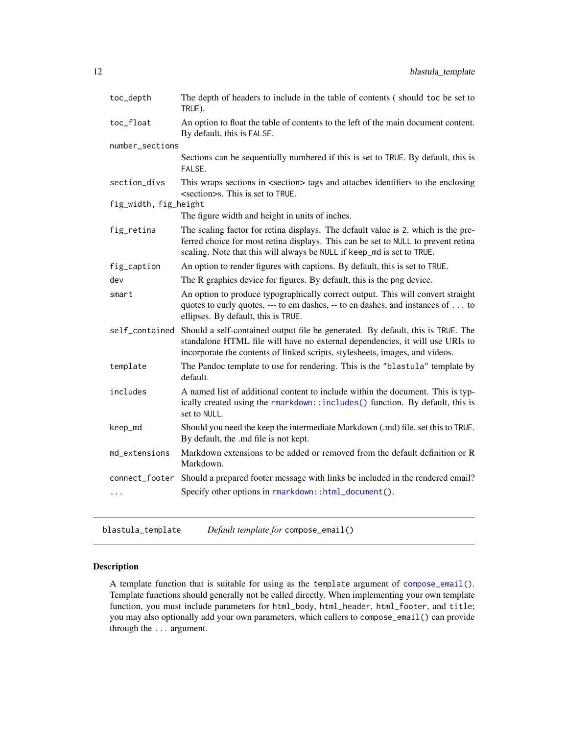| | |
|---|---|
| `toc_depth` | The depth of headers to include in the table of contents ( should `toc` be set to `TRUE`). |
| `toc_float` | An option to float the table of contents to the left of the main document content. By default, this is `FALSE`. |
| `number_sections` | Sections can be sequentially numbered if this is set to `TRUE`. By default, this is `FALSE`. |
| `section_divs` | This wraps sections in <section> tags and attaches identifiers to the enclosing <section>s. This is set to `TRUE`. |
| `fig_width, fig_height` | The figure width and height in units of inches. |
| `fig_retina` | The scaling factor for retina displays. The default value is 2, which is the preferred choice for most retina displays. This can be set to `NULL` to prevent retina scaling. Note that this will always be `NULL` if `keep_md` is set to `TRUE`. |
| `fig_caption` | An option to render figures with captions. By default, this is set to `TRUE`. |
| `dev` | The R graphics device for figures. By default, this is the `png` device. |
| `smart` | An option to produce typographically correct output. This will convert straight quotes to curly quotes, --- to em dashes, -- to en dashes, and instances of ... to ellipses. By default, this is `TRUE`. |
| `self_contained` | Should a self-contained output file be generated. By default, this is `TRUE`. The standalone HTML file will have no external dependencies, it will use URIs to incorporate the contents of linked scripts, stylesheets, images, and videos. |
| `template` | The Pandoc template to use for rendering. This is the `"blastula"` template by default. |
| `includes` | A named list of additional content to include within the document. This is typically created using the `rmarkdown::includes()` function. By default, this is set to `NULL`. |
| `keep_md` | Should you need the keep the intermediate Markdown (.md) file, set this to `TRUE`. By default, the .md file is not kept. |
| `md_extensions` | Markdown extensions to be added or removed from the default definition or R Markdown. |
| `connect_footer` | Should a prepared footer message with links be included in the rendered email? |
| `...` | Specify other options in `rmarkdown::html_document()`. |

---

`blastula_template` *Default template for* `compose_email()`

---

## Description

A template function that is suitable for using as the `template` argument of `compose_email()`. Template functions should generally not be called directly. When implementing your own template function, you must include parameters for `html_body`, `html_header`, `html_footer`, and `title`; you may also optionally add your own parameters, which callers to `compose_email()` can provide through the `...` argument.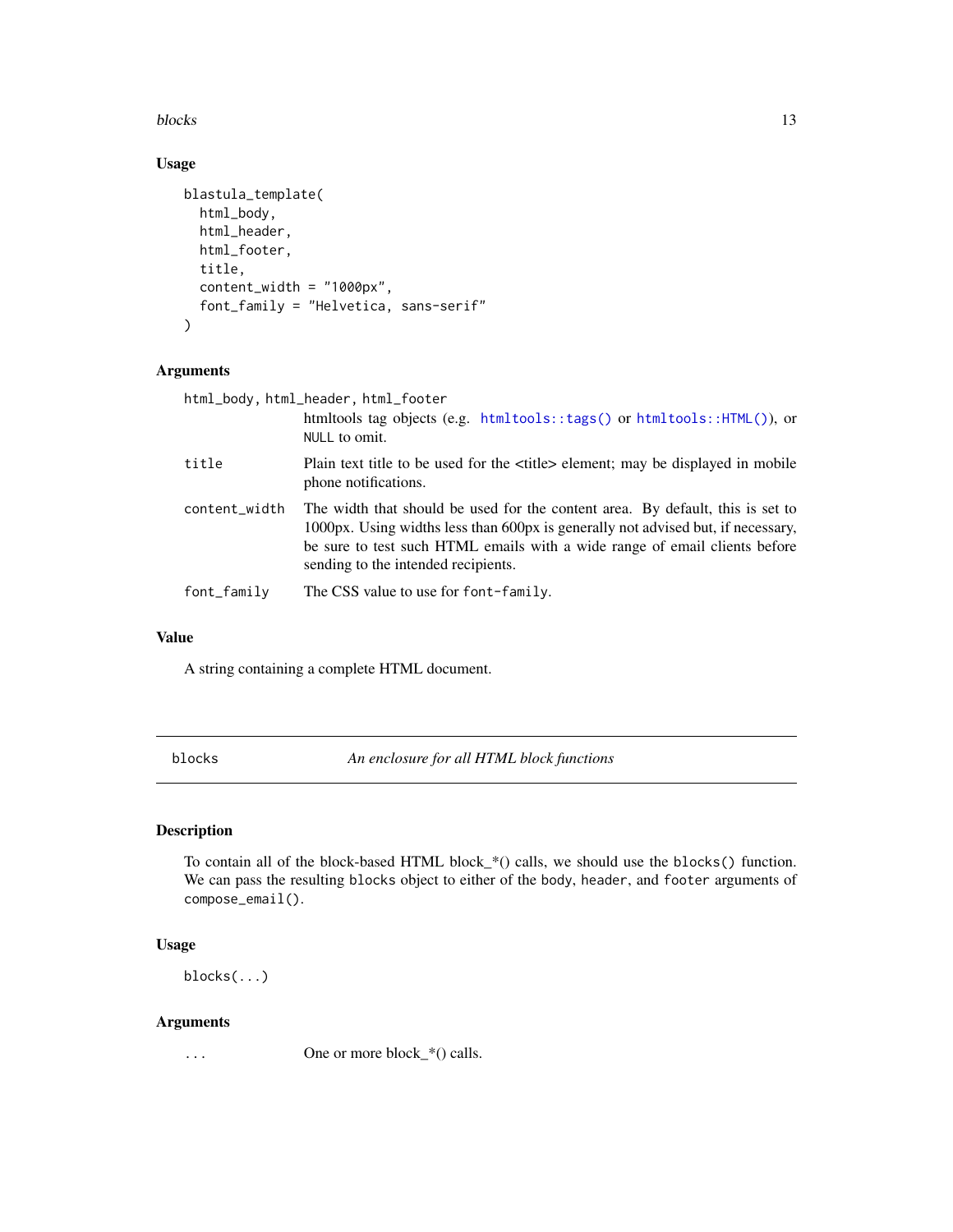### Usage

```
blastula_template(
  html_body,
  html_header,
  html_footer,
  title,
  content_width = "1000px",
  font_family = "Helvetica, sans-serif"
)
```

### Arguments

| | |
|---|---|
| html_body, html_header, html_footer | htmltools tag objects (e.g. htmltools::tags() or htmltools::HTML()), or NULL to omit. |
| title | Plain text title to be used for the <title> element; may be displayed in mobile phone notifications. |
| content_width | The width that should be used for the content area. By default, this is set to 1000px. Using widths less than 600px is generally not advised but, if necessary, be sure to test such HTML emails with a wide range of email clients before sending to the intended recipients. |
| font_family | The CSS value to use for font-family. |

### Value

A string containing a complete HTML document.

---

## blocks — *An enclosure for all HTML block functions*

### Description

To contain all of the block-based HTML block_*() calls, we should use the blocks() function. We can pass the resulting blocks object to either of the body, header, and footer arguments of compose_email().

### Usage

```
blocks(...)
```

### Arguments

| | |
|---|---|
| ... | One or more block_*() calls. |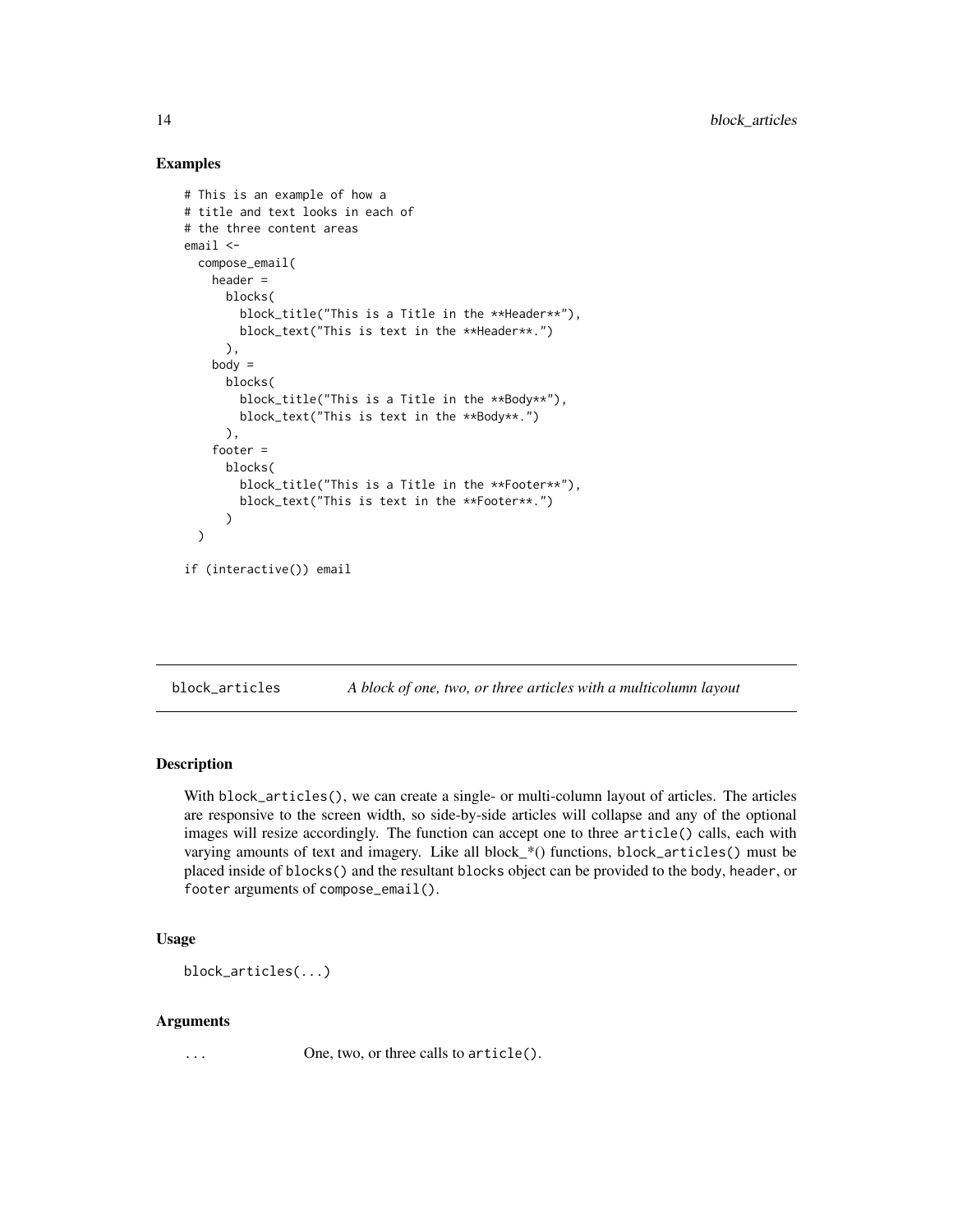### Examples

```
# This is an example of how a
# title and text looks in each of
# the three content areas
email <-
  compose_email(
    header =
      blocks(
        block_title("This is a Title in the **Header**"),
        block_text("This is text in the **Header**.")
      ),
    body =
      blocks(
        block_title("This is a Title in the **Body**"),
        block_text("This is text in the **Body**.")
      ),
    footer =
      blocks(
        block_title("This is a Title in the **Footer**"),
        block_text("This is text in the **Footer**.")
      )
  )

if (interactive()) email
```

---

## block_articles — *A block of one, two, or three articles with a multicolumn layout*

---

### Description

With `block_articles()`, we can create a single- or multi-column layout of articles. The articles are responsive to the screen width, so side-by-side articles will collapse and any of the optional images will resize accordingly. The function can accept one to three `article()` calls, each with varying amounts of text and imagery. Like all block_*() functions, `block_articles()` must be placed inside of `blocks()` and the resultant `blocks` object can be provided to the `body`, `header`, or `footer` arguments of `compose_email()`.

### Usage

```
block_articles(...)
```

### Arguments

| | |
|---|---|
| ... | One, two, or three calls to `article()`. |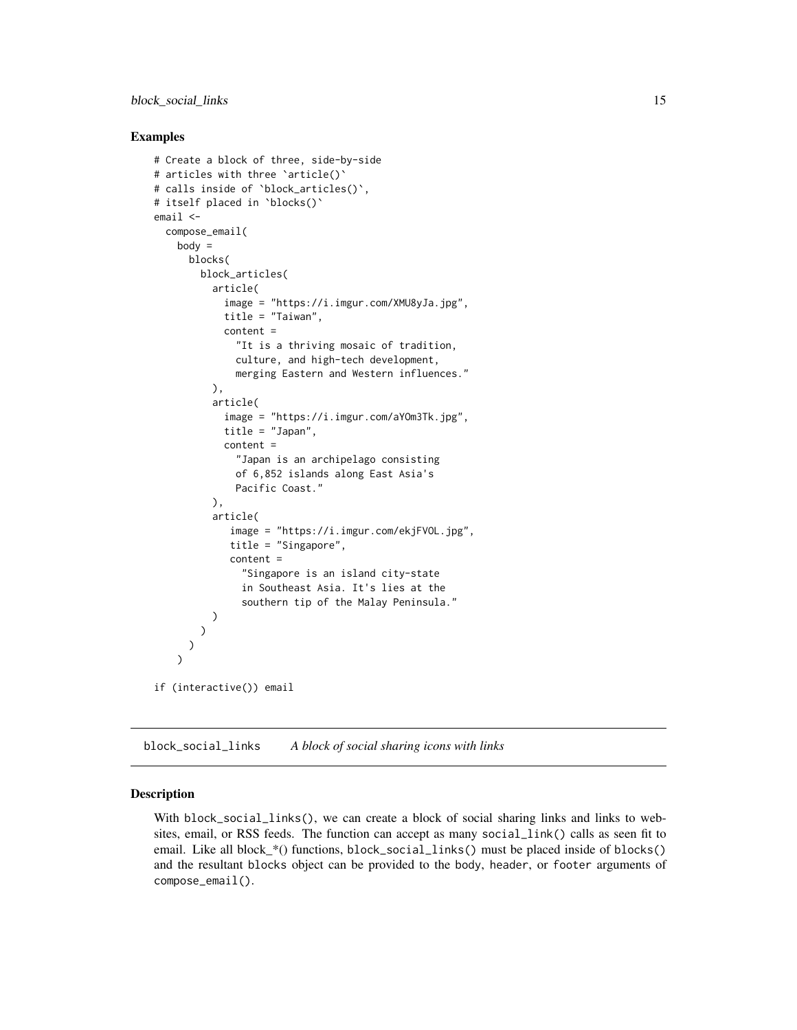### Examples

```
# Create a block of three, side-by-side
# articles with three `article()`
# calls inside of `block_articles()`,
# itself placed in `blocks()`
email <-
  compose_email(
    body =
      blocks(
        block_articles(
          article(
            image = "https://i.imgur.com/XMU8yJa.jpg",
            title = "Taiwan",
            content =
              "It is a thriving mosaic of tradition,
              culture, and high-tech development,
              merging Eastern and Western influences."
          ),
          article(
            image = "https://i.imgur.com/aYOm3Tk.jpg",
            title = "Japan",
            content =
              "Japan is an archipelago consisting
              of 6,852 islands along East Asia's
              Pacific Coast."
          ),
          article(
             image = "https://i.imgur.com/ekjFVOL.jpg",
             title = "Singapore",
             content =
               "Singapore is an island city-state
               in Southeast Asia. It's lies at the
               southern tip of the Malay Peninsula."
          )
        )
      )
    )

if (interactive()) email
```

## block_social_links *A block of social sharing icons with links*

### Description

With block_social_links(), we can create a block of social sharing links and links to websites, email, or RSS feeds. The function can accept as many social_link() calls as seen fit to email. Like all block_*() functions, block_social_links() must be placed inside of blocks() and the resultant blocks object can be provided to the body, header, or footer arguments of compose_email().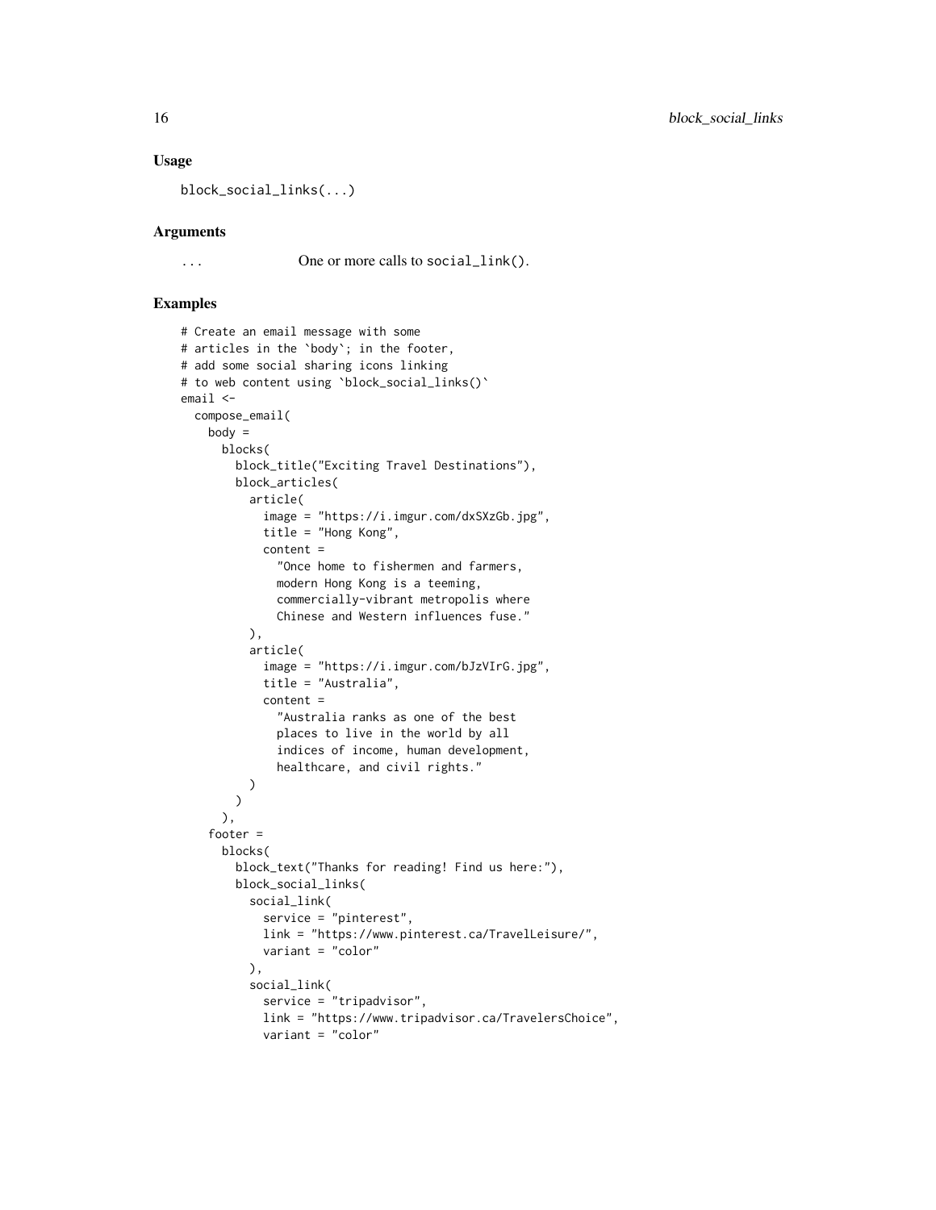### Usage

```
block_social_links(...)
```

### Arguments

... One or more calls to `social_link()`.

### Examples

```
# Create an email message with some
# articles in the `body`; in the footer,
# add some social sharing icons linking
# to web content using `block_social_links()`
email <-
  compose_email(
    body =
      blocks(
        block_title("Exciting Travel Destinations"),
        block_articles(
          article(
            image = "https://i.imgur.com/dxSXzGb.jpg",
            title = "Hong Kong",
            content =
              "Once home to fishermen and farmers,
              modern Hong Kong is a teeming,
              commercially-vibrant metropolis where
              Chinese and Western influences fuse."
          ),
          article(
            image = "https://i.imgur.com/bJzVIrG.jpg",
            title = "Australia",
            content =
              "Australia ranks as one of the best
              places to live in the world by all
              indices of income, human development,
              healthcare, and civil rights."
          )
        )
      ),
    footer =
      blocks(
        block_text("Thanks for reading! Find us here:"),
        block_social_links(
          social_link(
            service = "pinterest",
            link = "https://www.pinterest.ca/TravelLeisure/",
            variant = "color"
          ),
          social_link(
            service = "tripadvisor",
            link = "https://www.tripadvisor.ca/TravelersChoice",
            variant = "color"
```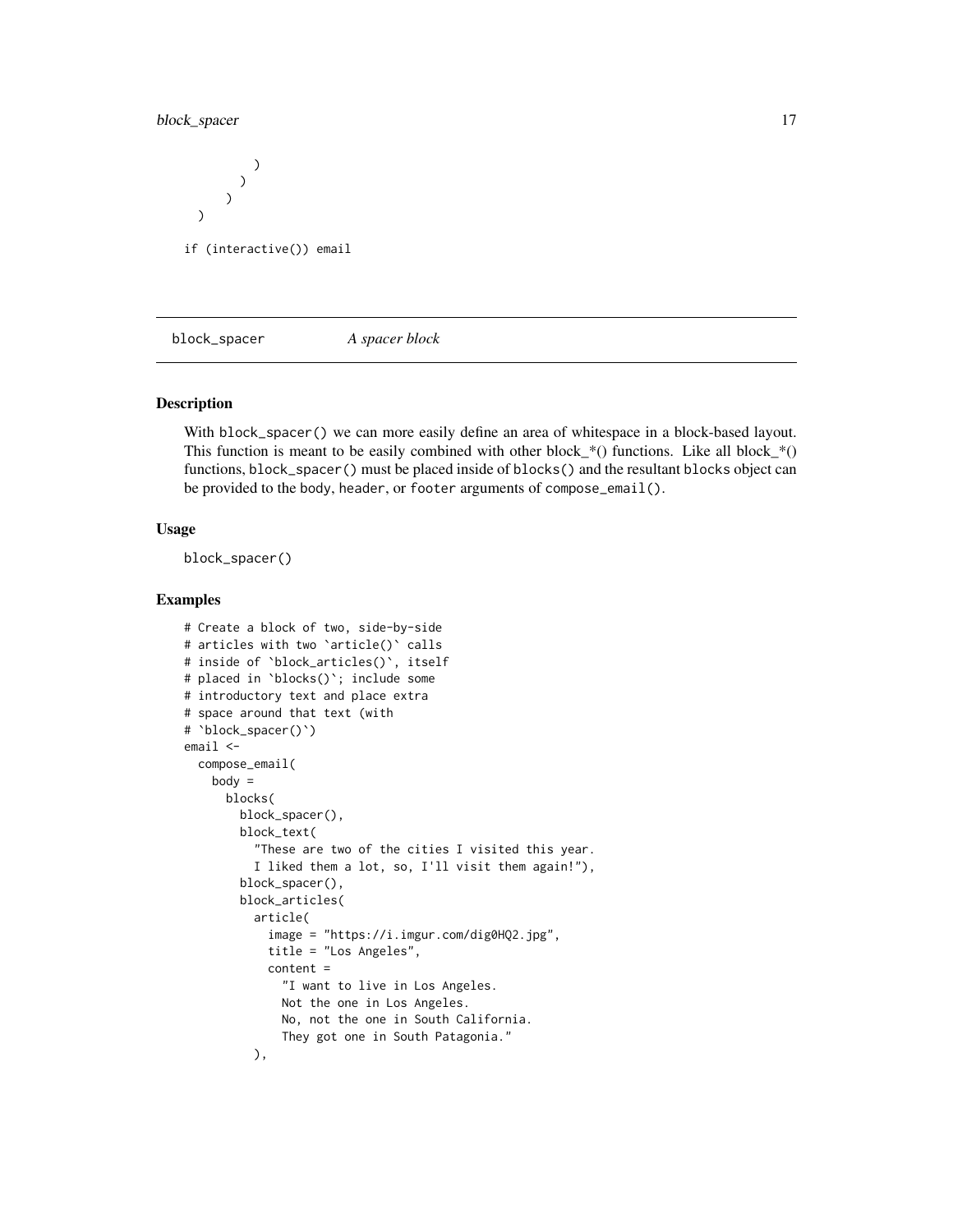```
          )
        )
      )
  )

if (interactive()) email
```

## block_spacer *A spacer block*

### Description

With `block_spacer()` we can more easily define an area of whitespace in a block-based layout. This function is meant to be easily combined with other block_*() functions. Like all block_*() functions, `block_spacer()` must be placed inside of `blocks()` and the resultant `blocks` object can be provided to the `body`, `header`, or `footer` arguments of `compose_email()`.

### Usage

```
block_spacer()
```

### Examples

```
# Create a block of two, side-by-side
# articles with two `article()` calls
# inside of `block_articles()`, itself
# placed in `blocks()`; include some
# introductory text and place extra
# space around that text (with
# `block_spacer()`)
email <-
  compose_email(
    body =
      blocks(
        block_spacer(),
        block_text(
          "These are two of the cities I visited this year.
          I liked them a lot, so, I'll visit them again!"),
        block_spacer(),
        block_articles(
          article(
            image = "https://i.imgur.com/dig0HQ2.jpg",
            title = "Los Angeles",
            content =
              "I want to live in Los Angeles.
              Not the one in Los Angeles.
              No, not the one in South California.
              They got one in South Patagonia."
          ),
```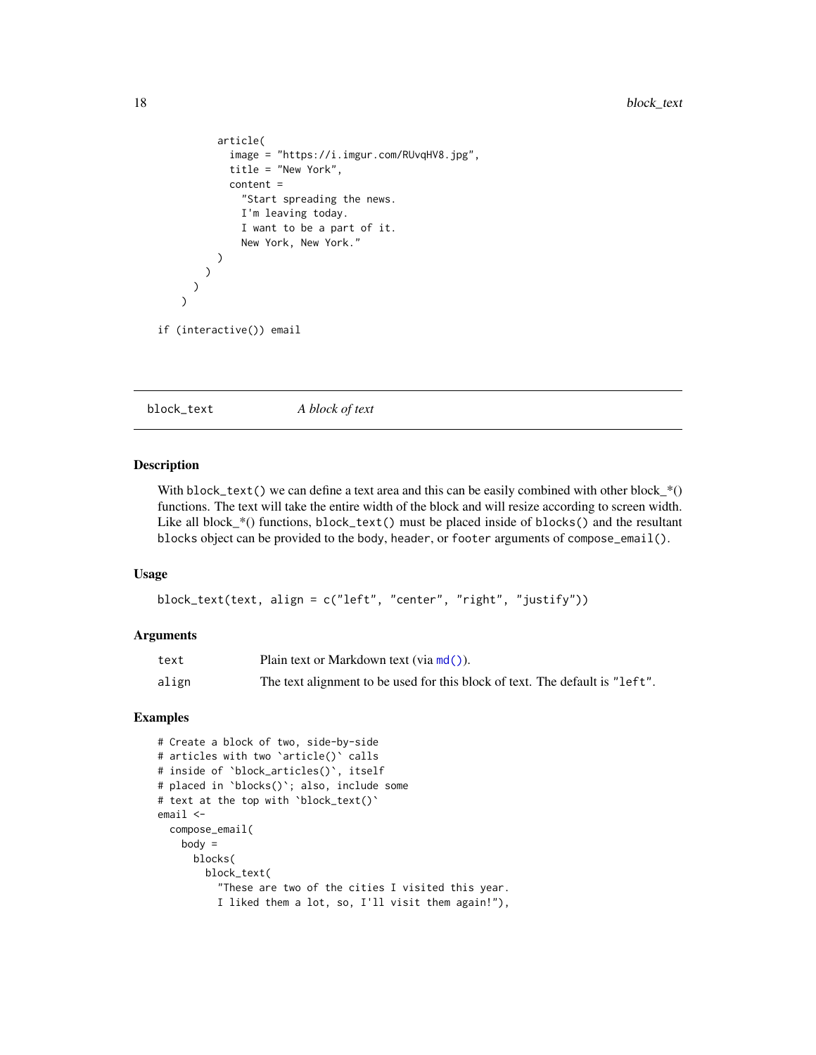```
          article(
            image = "https://i.imgur.com/RUvqHV8.jpg",
            title = "New York",
            content =
              "Start spreading the news.
              I'm leaving today.
              I want to be a part of it.
              New York, New York."
          )
        )
      )
    )

if (interactive()) email
```

---

## block_text — *A block of text*

### Description

With `block_text()` we can define a text area and this can be easily combined with other block_*() functions. The text will take the entire width of the block and will resize according to screen width. Like all block_*() functions, `block_text()` must be placed inside of `blocks()` and the resultant `blocks` object can be provided to the `body`, `header`, or `footer` arguments of `compose_email()`.

### Usage

```
block_text(text, align = c("left", "center", "right", "justify"))
```

### Arguments

| | |
|---|---|
| `text` | Plain text or Markdown text (via `md()`). |
| `align` | The text alignment to be used for this block of text. The default is `"left"`. |

### Examples

```
# Create a block of two, side-by-side
# articles with two `article()` calls
# inside of `block_articles()`, itself
# placed in `blocks()`; also, include some
# text at the top with `block_text()`
email <-
  compose_email(
    body =
      blocks(
        block_text(
          "These are two of the cities I visited this year.
          I liked them a lot, so, I'll visit them again!"),
```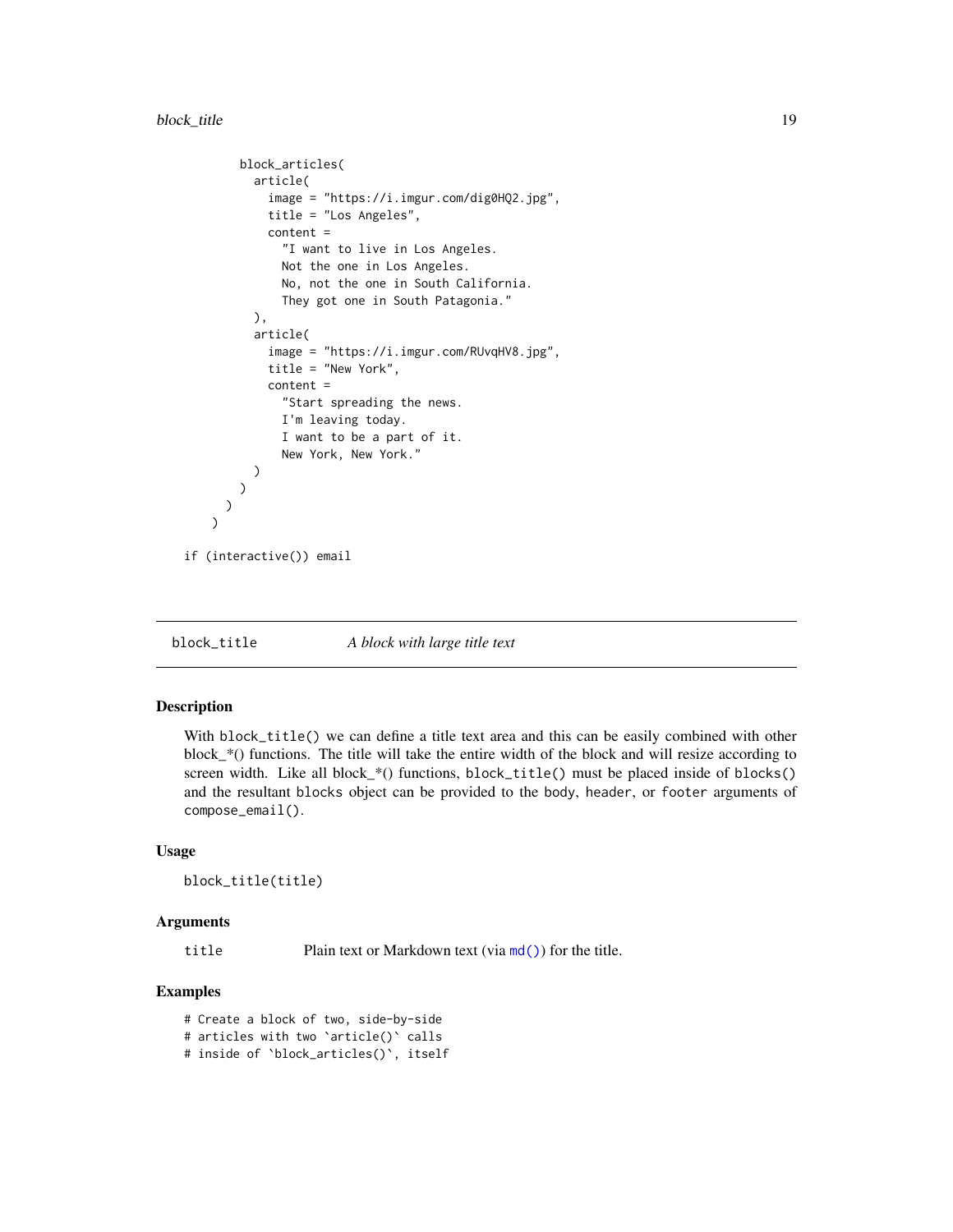```
        block_articles(
          article(
            image = "https://i.imgur.com/dig0HQ2.jpg",
            title = "Los Angeles",
            content =
              "I want to live in Los Angeles.
              Not the one in Los Angeles.
              No, not the one in South California.
              They got one in South Patagonia."
          ),
          article(
            image = "https://i.imgur.com/RUvqHV8.jpg",
            title = "New York",
            content =
              "Start spreading the news.
              I'm leaving today.
              I want to be a part of it.
              New York, New York."
          )
        )
      )
    )

if (interactive()) email
```

---

## block_title — *A block with large title text*

---

### Description

With `block_title()` we can define a title text area and this can be easily combined with other block_*() functions. The title will take the entire width of the block and will resize according to screen width. Like all block_*() functions, `block_title()` must be placed inside of `blocks()` and the resultant `blocks` object can be provided to the `body`, `header`, or `footer` arguments of `compose_email()`.

### Usage

```
block_title(title)
```

### Arguments

| | |
|---|---|
| `title` | Plain text or Markdown text (via `md()`) for the title. |

### Examples

```
# Create a block of two, side-by-side
# articles with two `article()` calls
# inside of `block_articles()`, itself
```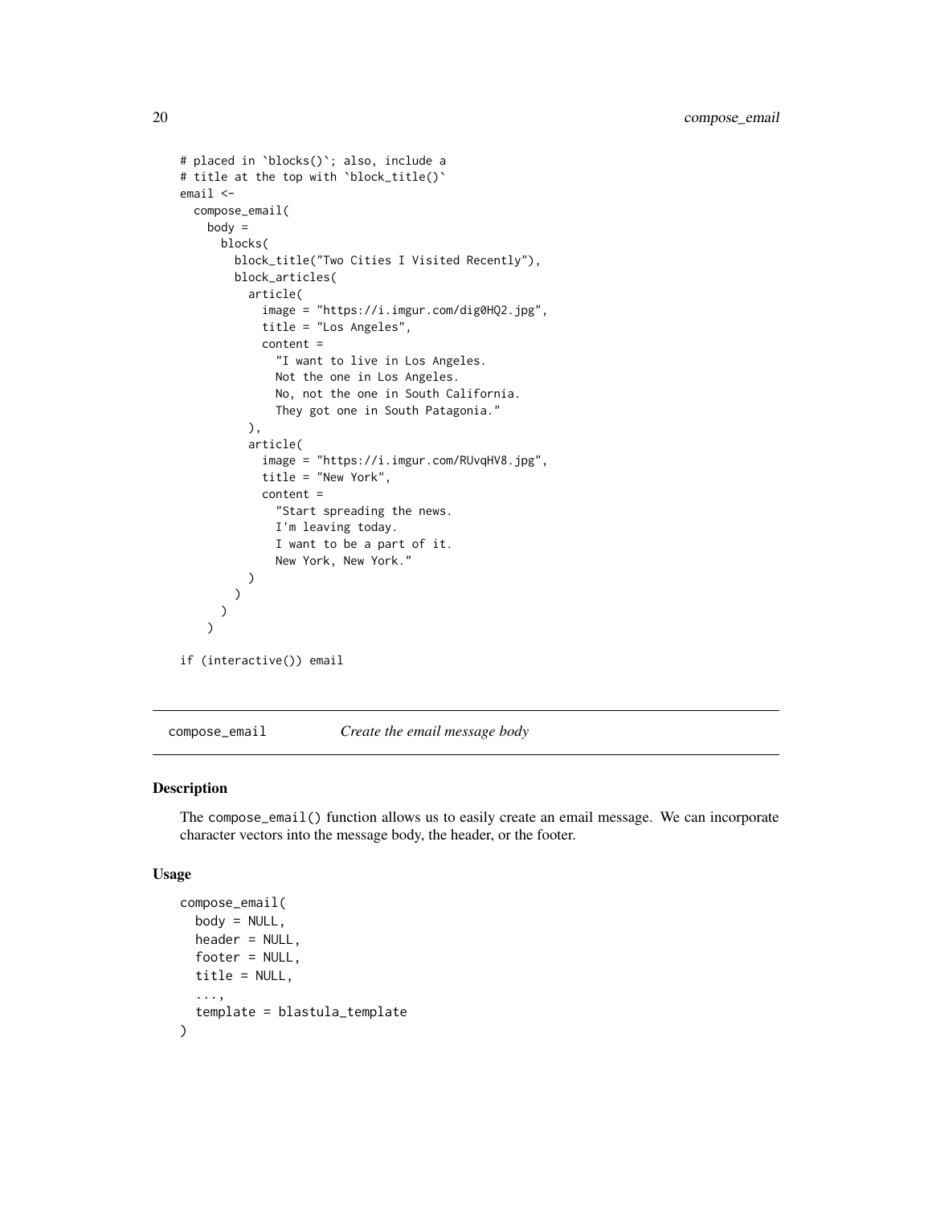```
# placed in `blocks()`; also, include a
# title at the top with `block_title()`
email <-
  compose_email(
    body =
      blocks(
        block_title("Two Cities I Visited Recently"),
        block_articles(
          article(
            image = "https://i.imgur.com/dig0HQ2.jpg",
            title = "Los Angeles",
            content =
              "I want to live in Los Angeles.
              Not the one in Los Angeles.
              No, not the one in South California.
              They got one in South Patagonia."
          ),
          article(
            image = "https://i.imgur.com/RUvqHV8.jpg",
            title = "New York",
            content =
              "Start spreading the news.
              I'm leaving today.
              I want to be a part of it.
              New York, New York."
          )
        )
      )
    )

if (interactive()) email
```

---

compose_email *Create the email message body*

---

## Description

The compose_email() function allows us to easily create an email message. We can incorporate character vectors into the message body, the header, or the footer.

## Usage

```
compose_email(
  body = NULL,
  header = NULL,
  footer = NULL,
  title = NULL,
  ...,
  template = blastula_template
)
```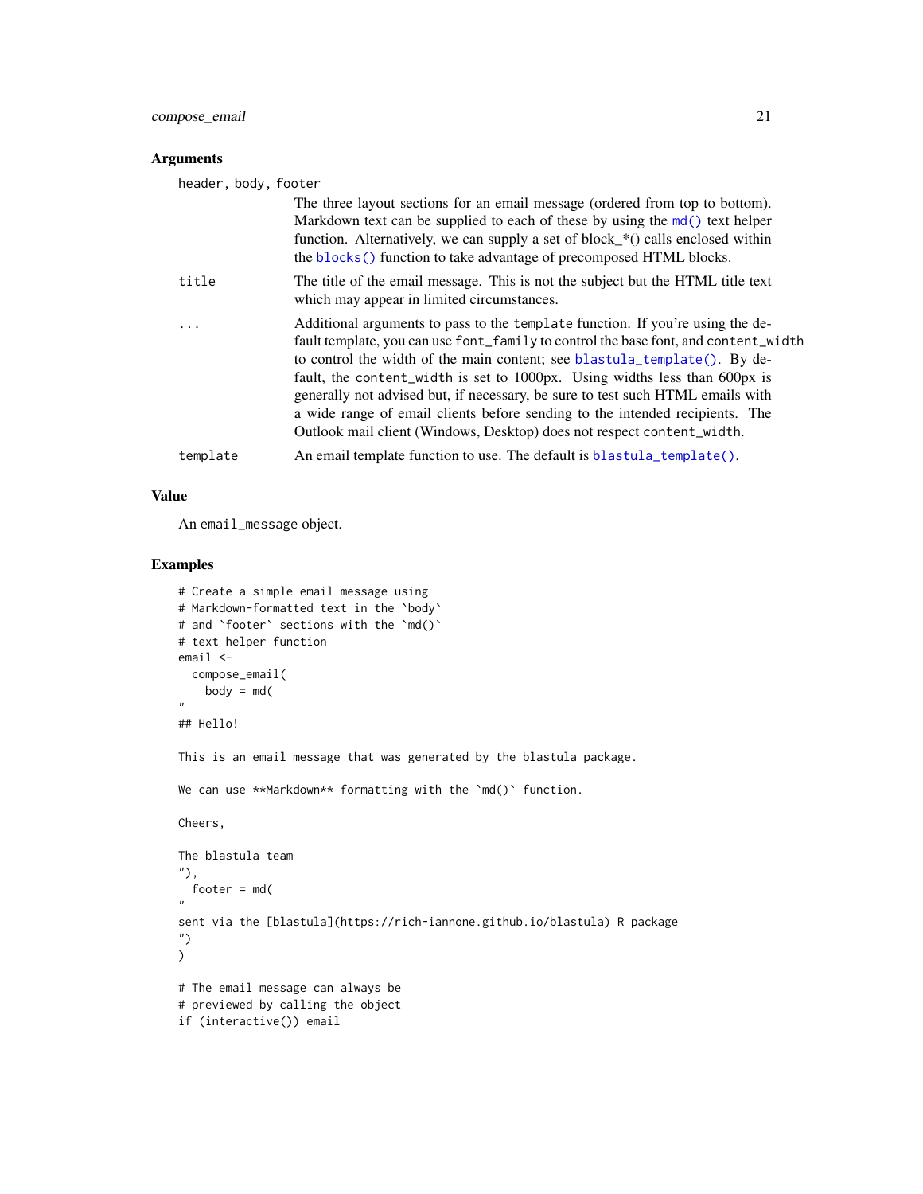### Arguments

`header, body, footer`
: The three layout sections for an email message (ordered from top to bottom). Markdown text can be supplied to each of these by using the `md()` text helper function. Alternatively, we can supply a set of block_*() calls enclosed within the `blocks()` function to take advantage of precomposed HTML blocks.

`title`
: The title of the email message. This is not the subject but the HTML title text which may appear in limited circumstances.

`...`
: Additional arguments to pass to the `template` function. If you're using the default template, you can use `font_family` to control the base font, and `content_width` to control the width of the main content; see `blastula_template()`. By default, the `content_width` is set to 1000px. Using widths less than 600px is generally not advised but, if necessary, be sure to test such HTML emails with a wide range of email clients before sending to the intended recipients. The Outlook mail client (Windows, Desktop) does not respect `content_width`.

`template`
: An email template function to use. The default is `blastula_template()`.

### Value

An `email_message` object.

### Examples

```
# Create a simple email message using
# Markdown-formatted text in the `body`
# and `footer` sections with the `md()`
# text helper function
email <-
  compose_email(
    body = md(
"
## Hello!

This is an email message that was generated by the blastula package.

We can use **Markdown** formatting with the `md()` function.

Cheers,

The blastula team
"),
  footer = md(
"
sent via the [blastula](https://rich-iannone.github.io/blastula) R package
")
)

# The email message can always be
# previewed by calling the object
if (interactive()) email
```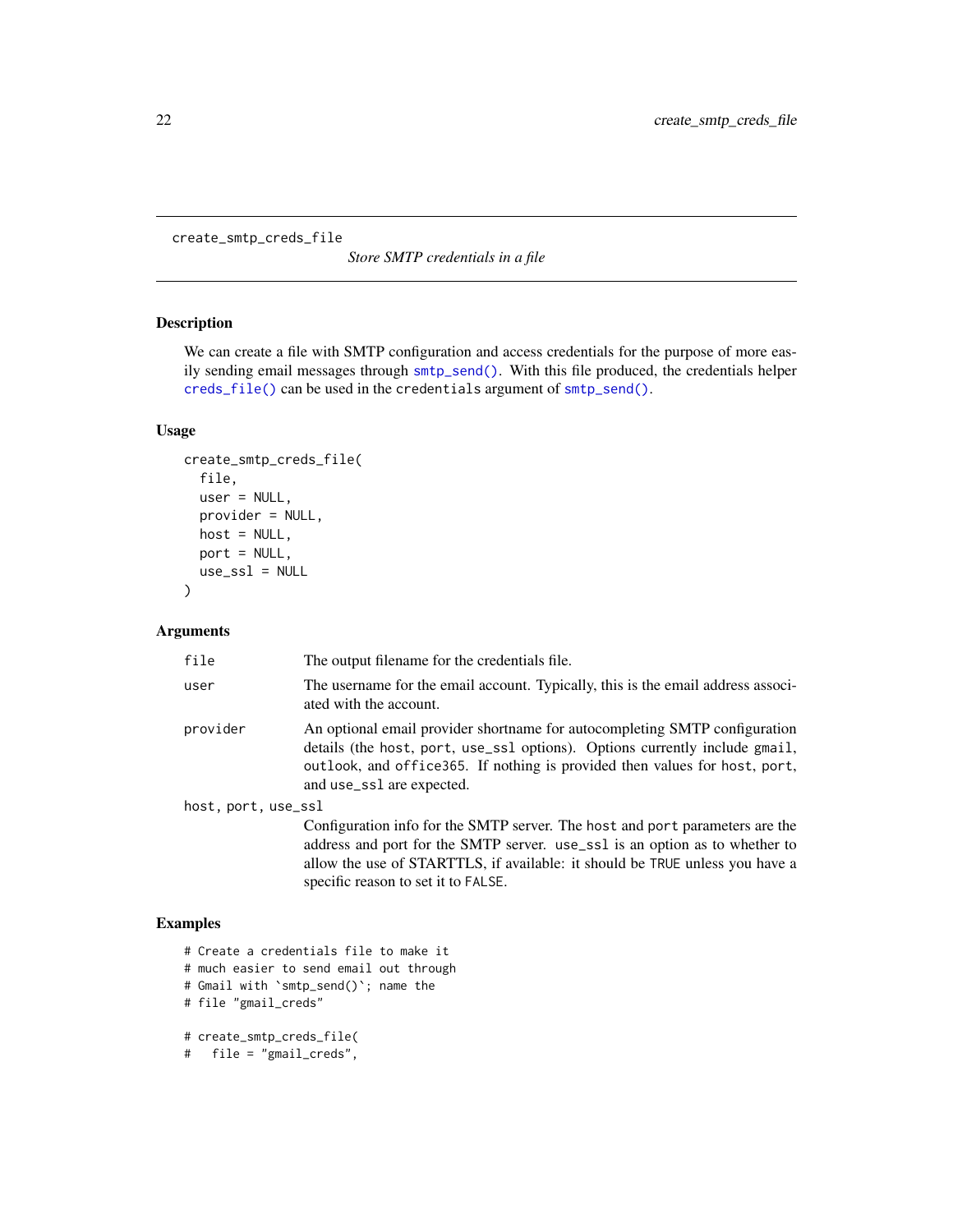# create_smtp_creds_file

*Store SMTP credentials in a file*

## Description

We can create a file with SMTP configuration and access credentials for the purpose of more easily sending email messages through `smtp_send()`. With this file produced, the credentials helper `creds_file()` can be used in the `credentials` argument of `smtp_send()`.

## Usage

```
create_smtp_creds_file(
  file,
  user = NULL,
  provider = NULL,
  host = NULL,
  port = NULL,
  use_ssl = NULL
)
```

## Arguments

| | |
|---|---|
| `file` | The output filename for the credentials file. |
| `user` | The username for the email account. Typically, this is the email address associated with the account. |
| `provider` | An optional email provider shortname for autocompleting SMTP configuration details (the `host`, `port`, `use_ssl` options). Options currently include `gmail`, `outlook`, and `office365`. If nothing is provided then values for `host`, `port`, and `use_ssl` are expected. |
| `host, port, use_ssl` | Configuration info for the SMTP server. The `host` and `port` parameters are the address and port for the SMTP server. `use_ssl` is an option as to whether to allow the use of STARTTLS, if available: it should be `TRUE` unless you have a specific reason to set it to `FALSE`. |

## Examples

```
# Create a credentials file to make it
# much easier to send email out through
# Gmail with `smtp_send()`; name the
# file "gmail_creds"

# create_smtp_creds_file(
#   file = "gmail_creds",
```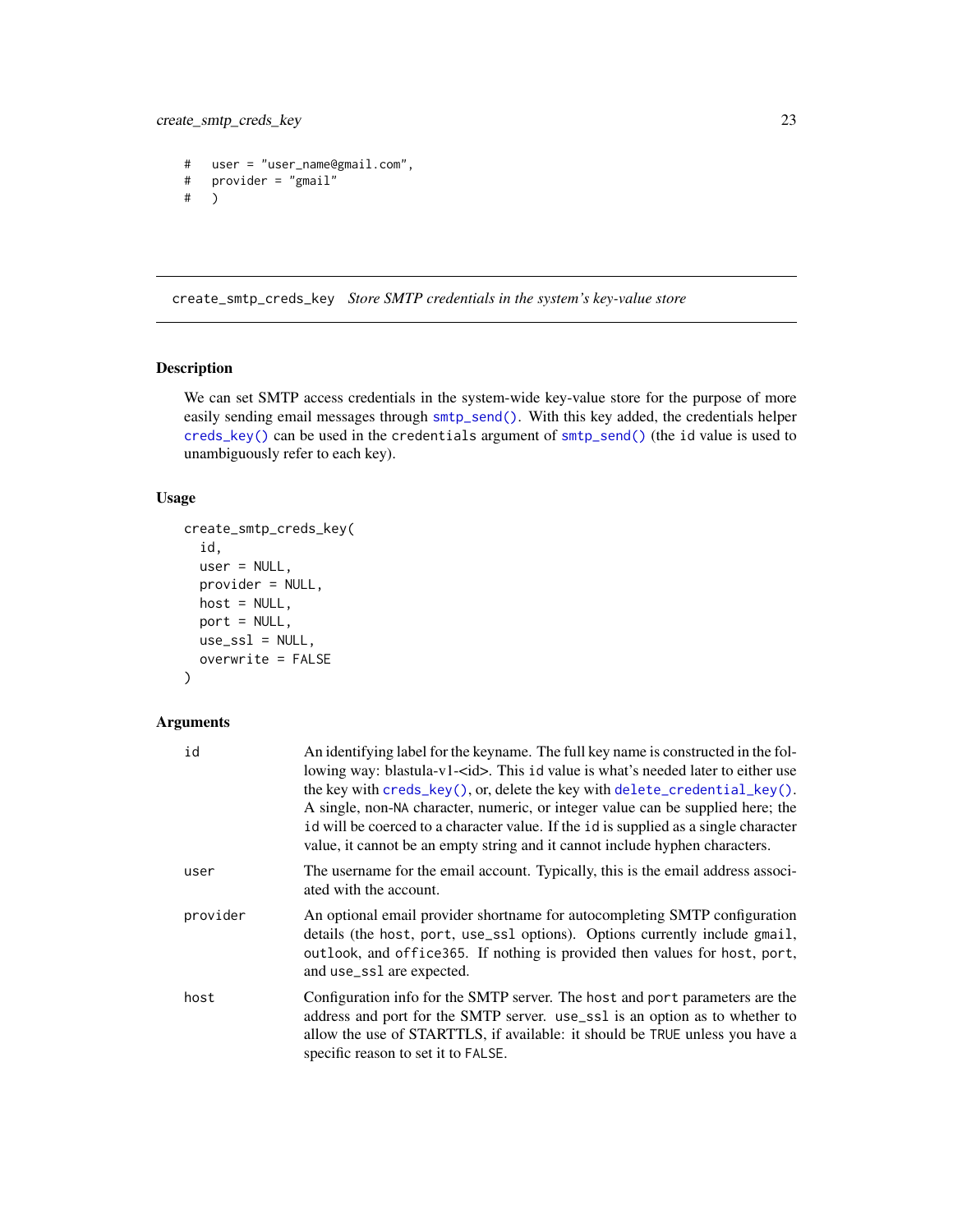```
#   user = "user_name@gmail.com",
#   provider = "gmail"
#   )
```

---

## create_smtp_creds_key *Store SMTP credentials in the system's key-value store*

### Description

We can set SMTP access credentials in the system-wide key-value store for the purpose of more easily sending email messages through `smtp_send()`. With this key added, the credentials helper `creds_key()` can be used in the `credentials` argument of `smtp_send()` (the `id` value is used to unambiguously refer to each key).

### Usage

```
create_smtp_creds_key(
  id,
  user = NULL,
  provider = NULL,
  host = NULL,
  port = NULL,
  use_ssl = NULL,
  overwrite = FALSE
)
```

### Arguments

| | |
|---|---|
| `id` | An identifying label for the keyname. The full key name is constructed in the following way: blastula-v1-<id>. This `id` value is what's needed later to either use the key with `creds_key()`, or, delete the key with `delete_credential_key()`. A single, non-`NA` character, numeric, or integer value can be supplied here; the `id` will be coerced to a character value. If the `id` is supplied as a single character value, it cannot be an empty string and it cannot include hyphen characters. |
| `user` | The username for the email account. Typically, this is the email address associated with the account. |
| `provider` | An optional email provider shortname for autocompleting SMTP configuration details (the `host`, `port`, `use_ssl` options). Options currently include `gmail`, `outlook`, and `office365`. If nothing is provided then values for `host`, `port`, and `use_ssl` are expected. |
| `host` | Configuration info for the SMTP server. The `host` and `port` parameters are the address and port for the SMTP server. `use_ssl` is an option as to whether to allow the use of STARTTLS, if available: it should be `TRUE` unless you have a specific reason to set it to `FALSE`. |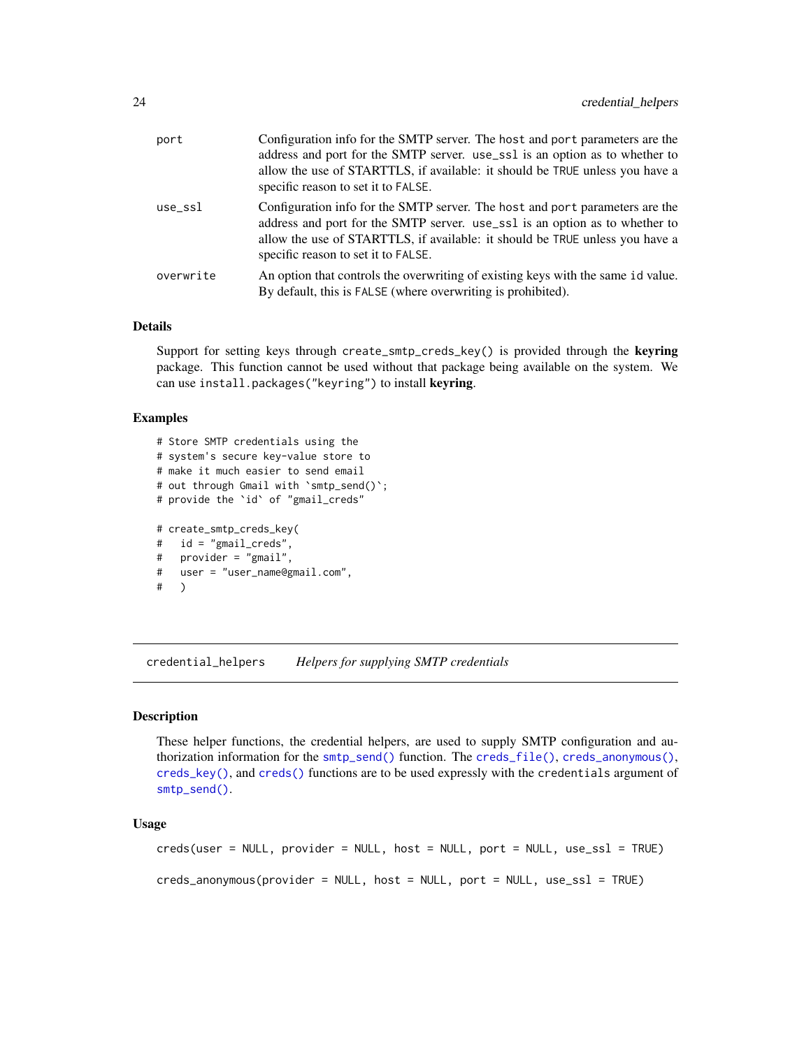| | |
|---|---|
| `port` | Configuration info for the SMTP server. The `host` and `port` parameters are the address and port for the SMTP server. `use_ssl` is an option as to whether to allow the use of STARTTLS, if available: it should be `TRUE` unless you have a specific reason to set it to `FALSE`. |
| `use_ssl` | Configuration info for the SMTP server. The `host` and `port` parameters are the address and port for the SMTP server. `use_ssl` is an option as to whether to allow the use of STARTTLS, if available: it should be `TRUE` unless you have a specific reason to set it to `FALSE`. |
| `overwrite` | An option that controls the overwriting of existing keys with the same `id` value. By default, this is `FALSE` (where overwriting is prohibited). |

### Details

Support for setting keys through `create_smtp_creds_key()` is provided through the **keyring** package. This function cannot be used without that package being available on the system. We can use `install.packages("keyring")` to install **keyring**.

### Examples

```
# Store SMTP credentials using the
# system's secure key-value store to
# make it much easier to send email
# out through Gmail with `smtp_send()`;
# provide the `id` of "gmail_creds"

# create_smtp_creds_key(
#   id = "gmail_creds",
#   provider = "gmail",
#   user = "user_name@gmail.com",
#   )
```

---

## credential_helpers    *Helpers for supplying SMTP credentials*

### Description

These helper functions, the credential helpers, are used to supply SMTP configuration and authorization information for the `smtp_send()` function. The `creds_file()`, `creds_anonymous()`, `creds_key()`, and `creds()` functions are to be used expressly with the `credentials` argument of `smtp_send()`.

### Usage

```
creds(user = NULL, provider = NULL, host = NULL, port = NULL, use_ssl = TRUE)

creds_anonymous(provider = NULL, host = NULL, port = NULL, use_ssl = TRUE)
```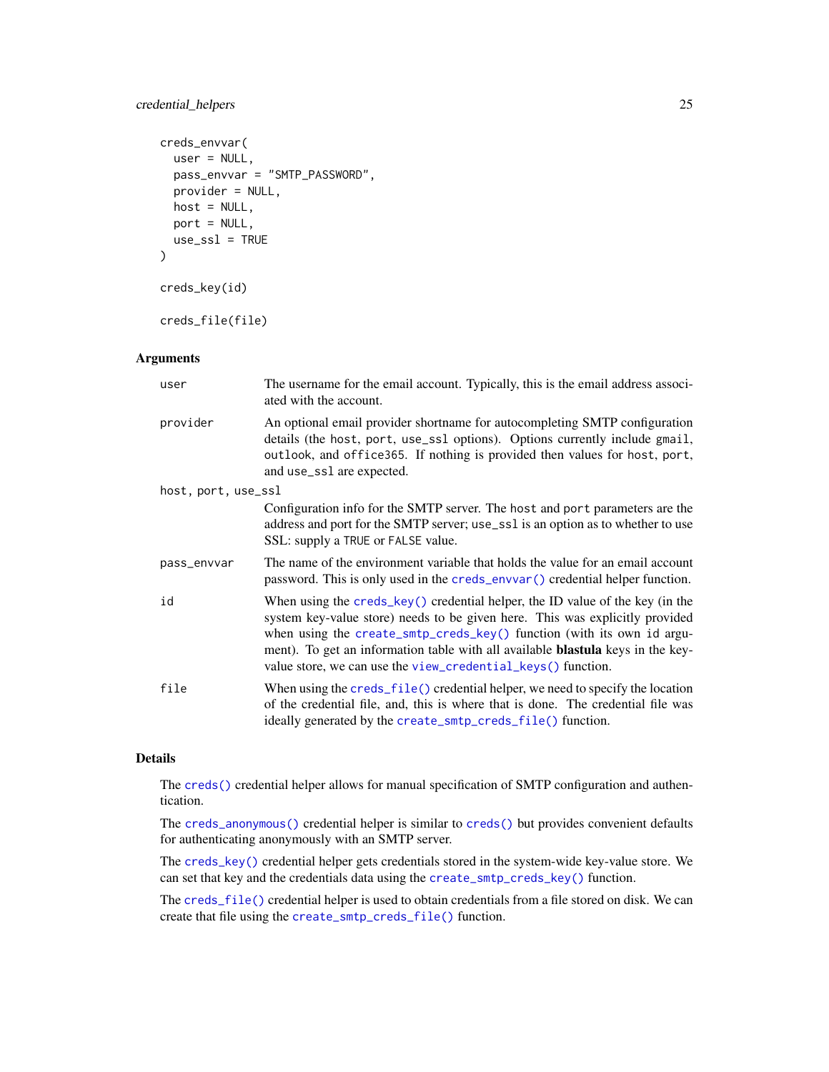```
creds_envvar(
  user = NULL,
  pass_envvar = "SMTP_PASSWORD",
  provider = NULL,
  host = NULL,
  port = NULL,
  use_ssl = TRUE
)

creds_key(id)

creds_file(file)
```

### Arguments

| | |
|---|---|
| `user` | The username for the email account. Typically, this is the email address associated with the account. |
| `provider` | An optional email provider shortname for autocompleting SMTP configuration details (the `host`, `port`, `use_ssl` options). Options currently include `gmail`, `outlook`, and `office365`. If nothing is provided then values for `host`, `port`, and `use_ssl` are expected. |
| `host, port, use_ssl` | Configuration info for the SMTP server. The `host` and `port` parameters are the address and port for the SMTP server; `use_ssl` is an option as to whether to use SSL: supply a `TRUE` or `FALSE` value. |
| `pass_envvar` | The name of the environment variable that holds the value for an email account password. This is only used in the `creds_envvar()` credential helper function. |
| `id` | When using the `creds_key()` credential helper, the ID value of the key (in the system key-value store) needs to be given here. This was explicitly provided when using the `create_smtp_creds_key()` function (with its own `id` argument). To get an information table with all available **blastula** keys in the key-value store, we can use the `view_credential_keys()` function. |
| `file` | When using the `creds_file()` credential helper, we need to specify the location of the credential file, and, this is where that is done. The credential file was ideally generated by the `create_smtp_creds_file()` function. |

### Details

The `creds()` credential helper allows for manual specification of SMTP configuration and authentication.

The `creds_anonymous()` credential helper is similar to `creds()` but provides convenient defaults for authenticating anonymously with an SMTP server.

The `creds_key()` credential helper gets credentials stored in the system-wide key-value store. We can set that key and the credentials data using the `create_smtp_creds_key()` function.

The `creds_file()` credential helper is used to obtain credentials from a file stored on disk. We can create that file using the `create_smtp_creds_file()` function.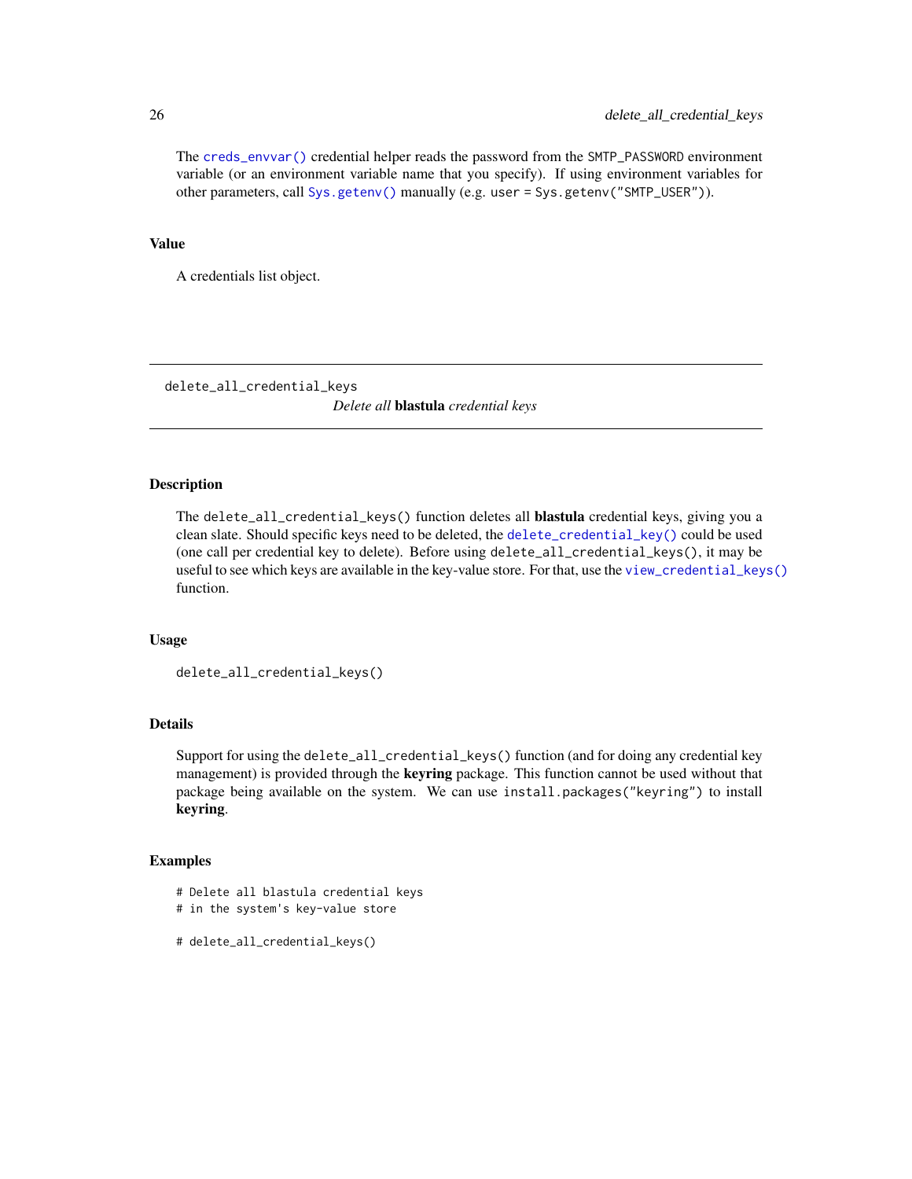The `creds_envvar()` credential helper reads the password from the `SMTP_PASSWORD` environment variable (or an environment variable name that you specify). If using environment variables for other parameters, call `Sys.getenv()` manually (e.g. `user = Sys.getenv("SMTP_USER")`).

### Value

A credentials list object.

---

## delete_all_credential_keys

*Delete all* **blastula** *credential keys*

---

### Description

The `delete_all_credential_keys()` function deletes all **blastula** credential keys, giving you a clean slate. Should specific keys need to be deleted, the `delete_credential_key()` could be used (one call per credential key to delete). Before using `delete_all_credential_keys()`, it may be useful to see which keys are available in the key-value store. For that, use the `view_credential_keys()` function.

### Usage

```
delete_all_credential_keys()
```

### Details

Support for using the `delete_all_credential_keys()` function (and for doing any credential key management) is provided through the **keyring** package. This function cannot be used without that package being available on the system. We can use `install.packages("keyring")` to install **keyring**.

### Examples

```
# Delete all blastula credential keys
# in the system's key-value store

# delete_all_credential_keys()
```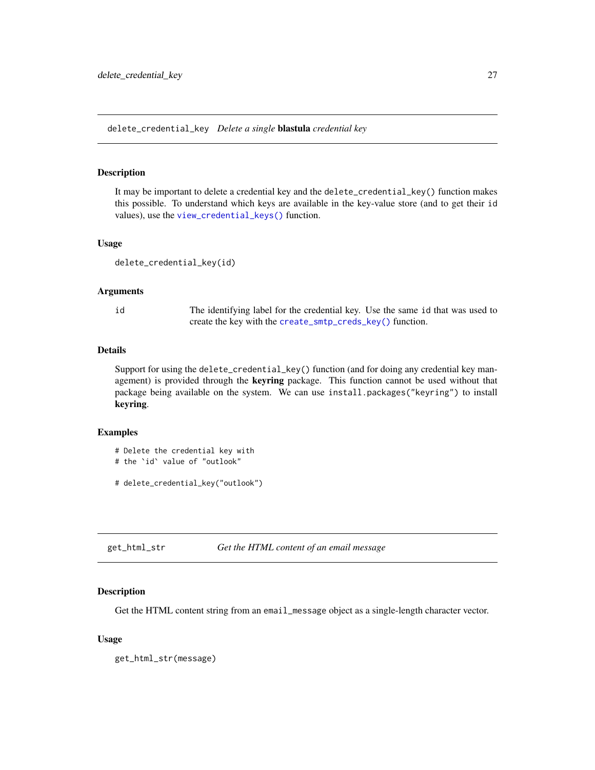## delete_credential_key *Delete a single* **blastula** *credential key*

### Description

It may be important to delete a credential key and the `delete_credential_key()` function makes this possible. To understand which keys are available in the key-value store (and to get their `id` values), use the `view_credential_keys()` function.

### Usage

```
delete_credential_key(id)
```

### Arguments

| | |
|---|---|
| `id` | The identifying label for the credential key. Use the same `id` that was used to create the key with the `create_smtp_creds_key()` function. |

### Details

Support for using the `delete_credential_key()` function (and for doing any credential key management) is provided through the **keyring** package. This function cannot be used without that package being available on the system. We can use `install.packages("keyring")` to install **keyring**.

### Examples

```
# Delete the credential key with
# the `id` value of "outlook"

# delete_credential_key("outlook")
```

## get_html_str *Get the HTML content of an email message*

### Description

Get the HTML content string from an `email_message` object as a single-length character vector.

### Usage

```
get_html_str(message)
```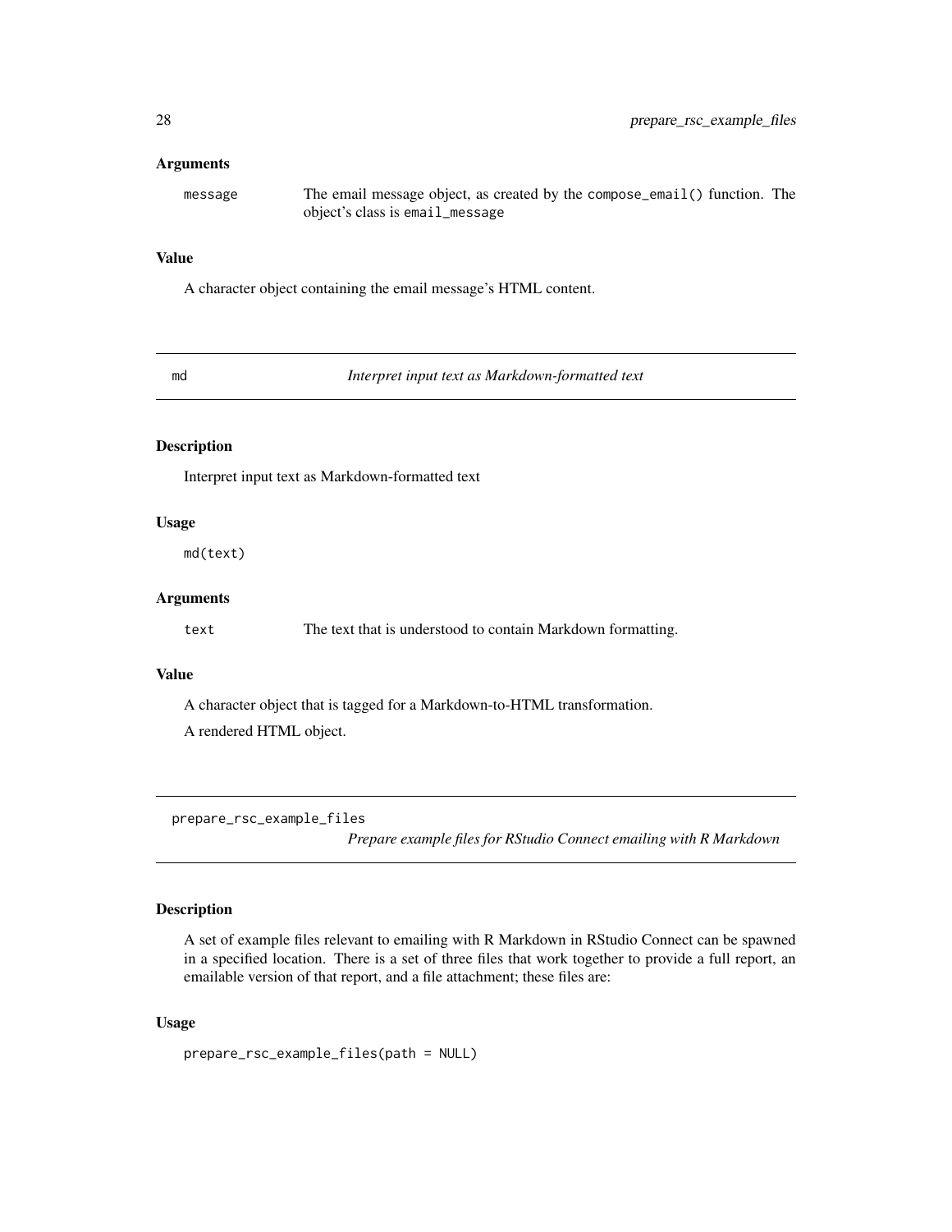### Arguments

message — The email message object, as created by the `compose_email()` function. The object's class is `email_message`

### Value

A character object containing the email message's HTML content.

---

## md — *Interpret input text as Markdown-formatted text*

### Description

Interpret input text as Markdown-formatted text

### Usage

```
md(text)
```

### Arguments

text — The text that is understood to contain Markdown formatting.

### Value

A character object that is tagged for a Markdown-to-HTML transformation.

A rendered HTML object.

---

## prepare_rsc_example_files — *Prepare example files for RStudio Connect emailing with R Markdown*

### Description

A set of example files relevant to emailing with R Markdown in RStudio Connect can be spawned in a specified location. There is a set of three files that work together to provide a full report, an emailable version of that report, and a file attachment; these files are:

### Usage

```
prepare_rsc_example_files(path = NULL)
```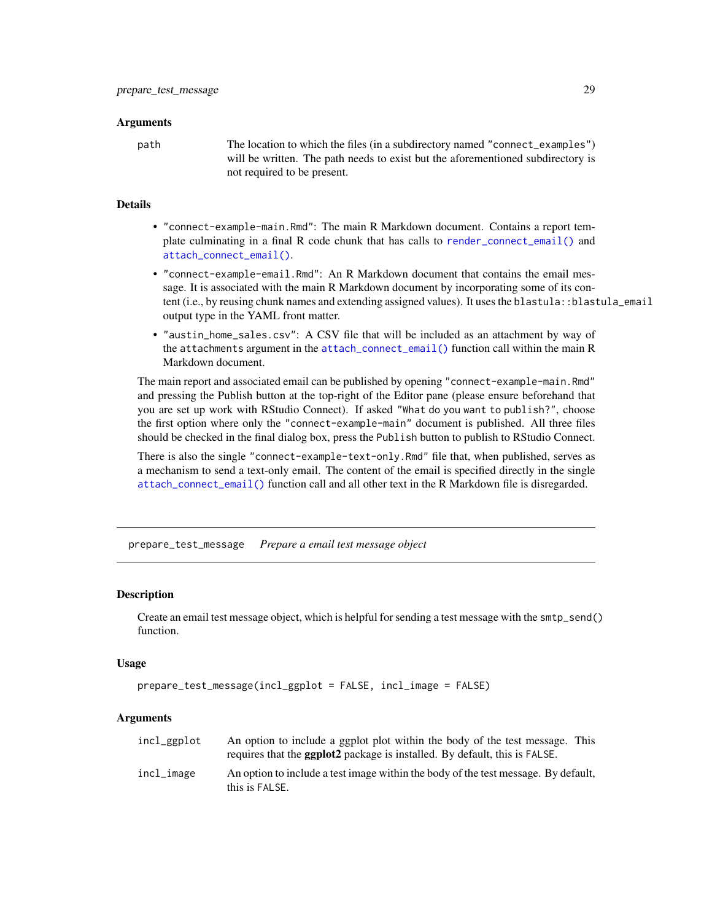### Arguments

| | |
|---|---|
| `path` | The location to which the files (in a subdirectory named "connect_examples") will be written. The path needs to exist but the aforementioned subdirectory is not required to be present. |

### Details

- "connect-example-main.Rmd": The main R Markdown document. Contains a report template culminating in a final R code chunk that has calls to `render_connect_email()` and `attach_connect_email()`.
- "connect-example-email.Rmd": An R Markdown document that contains the email message. It is associated with the main R Markdown document by incorporating some of its content (i.e., by reusing chunk names and extending assigned values). It uses the `blastula::blastula_email` output type in the YAML front matter.
- "austin_home_sales.csv": A CSV file that will be included as an attachment by way of the `attachments` argument in the `attach_connect_email()` function call within the main R Markdown document.

The main report and associated email can be published by opening "connect-example-main.Rmd" and pressing the Publish button at the top-right of the Editor pane (please ensure beforehand that you are set up work with RStudio Connect). If asked "What do you want to publish?", choose the first option where only the "connect-example-main" document is published. All three files should be checked in the final dialog box, press the `Publish` button to publish to RStudio Connect.

There is also the single "connect-example-text-only.Rmd" file that, when published, serves as a mechanism to send a text-only email. The content of the email is specified directly in the single `attach_connect_email()` function call and all other text in the R Markdown file is disregarded.

---

## prepare_test_message *Prepare a email test message object*

### Description

Create an email test message object, which is helpful for sending a test message with the `smtp_send()` function.

### Usage

```
prepare_test_message(incl_ggplot = FALSE, incl_image = FALSE)
```

### Arguments

| | |
|---|---|
| `incl_ggplot` | An option to include a ggplot plot within the body of the test message. This requires that the **ggplot2** package is installed. By default, this is `FALSE`. |
| `incl_image` | An option to include a test image within the body of the test message. By default, this is `FALSE`. |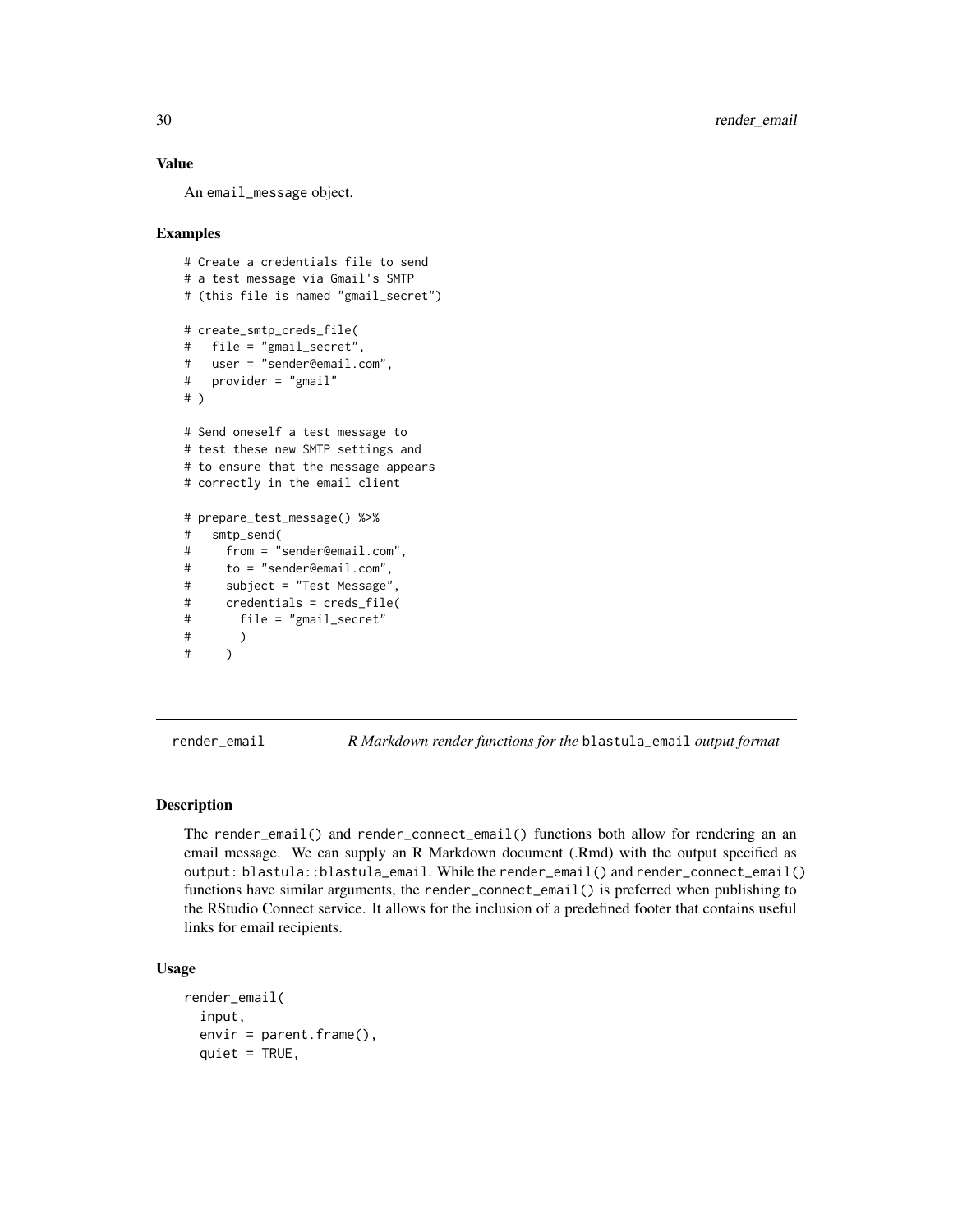### Value

An `email_message` object.

### Examples

```
# Create a credentials file to send
# a test message via Gmail's SMTP
# (this file is named "gmail_secret")

# create_smtp_creds_file(
#   file = "gmail_secret",
#   user = "sender@email.com",
#   provider = "gmail"
# )

# Send oneself a test message to
# test these new SMTP settings and
# to ensure that the message appears
# correctly in the email client

# prepare_test_message() %>%
#   smtp_send(
#     from = "sender@email.com",
#     to = "sender@email.com",
#     subject = "Test Message",
#     credentials = creds_file(
#       file = "gmail_secret"
#       )
#     )
```

---

## render_email — *R Markdown render functions for the* `blastula_email` *output format*

### Description

The `render_email()` and `render_connect_email()` functions both allow for rendering an an email message. We can supply an R Markdown document (.Rmd) with the output specified as `output: blastula::blastula_email`. While the `render_email()` and `render_connect_email()` functions have similar arguments, the `render_connect_email()` is preferred when publishing to the RStudio Connect service. It allows for the inclusion of a predefined footer that contains useful links for email recipients.

### Usage

```
render_email(
  input,
  envir = parent.frame(),
  quiet = TRUE,
```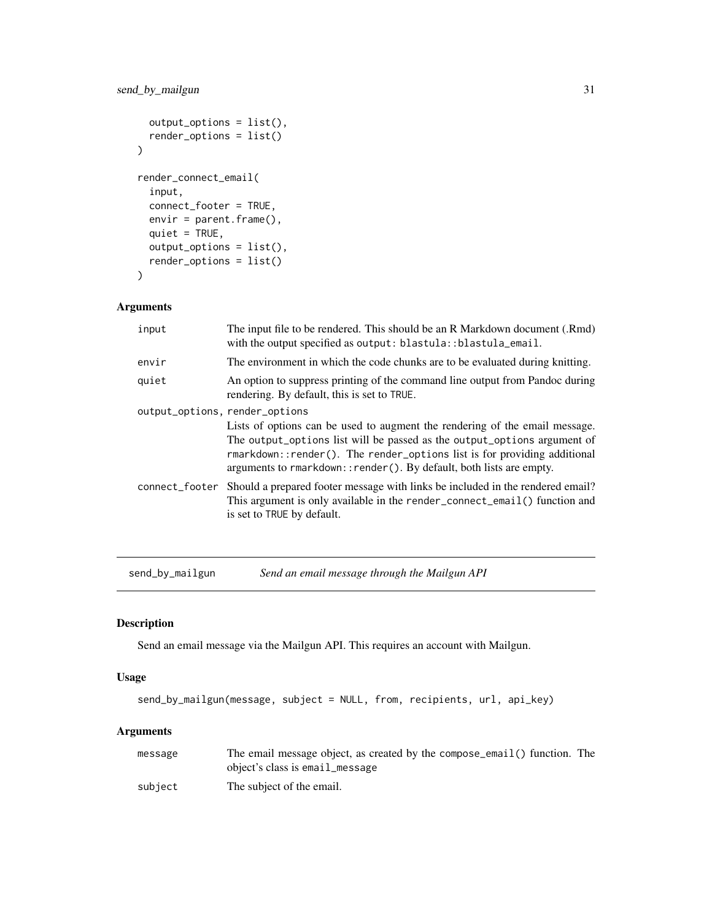```
  output_options = list(),
  render_options = list()
)

render_connect_email(
  input,
  connect_footer = TRUE,
  envir = parent.frame(),
  quiet = TRUE,
  output_options = list(),
  render_options = list()
)
```

### Arguments

| | |
|---|---|
| input | The input file to be rendered. This should be an R Markdown document (.Rmd) with the output specified as `output: blastula::blastula_email`. |
| envir | The environment in which the code chunks are to be evaluated during knitting. |
| quiet | An option to suppress printing of the command line output from Pandoc during rendering. By default, this is set to `TRUE`. |
| output_options, render_options | Lists of options can be used to augment the rendering of the email message. The `output_options` list will be passed as the `output_options` argument of `rmarkdown::render()`. The `render_options` list is for providing additional arguments to `rmarkdown::render()`. By default, both lists are empty. |
| connect_footer | Should a prepared footer message with links be included in the rendered email? This argument is only available in the `render_connect_email()` function and is set to `TRUE` by default. |

---

## send_by_mailgun — *Send an email message through the Mailgun API*

### Description

Send an email message via the Mailgun API. This requires an account with Mailgun.

### Usage

```
send_by_mailgun(message, subject = NULL, from, recipients, url, api_key)
```

### Arguments

| | |
|---|---|
| message | The email message object, as created by the `compose_email()` function. The object's class is `email_message` |
| subject | The subject of the email. |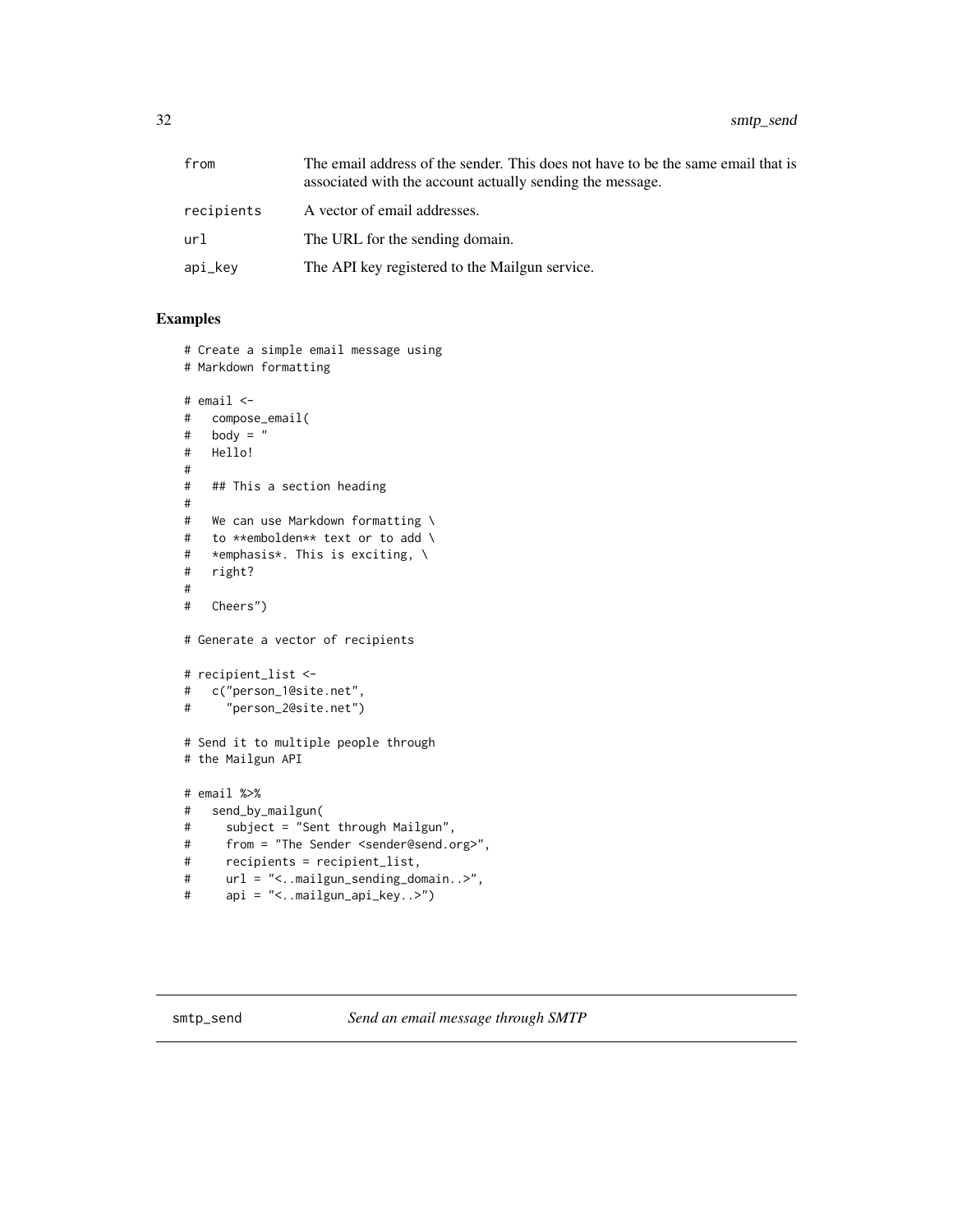| | |
|---|---|
| from | The email address of the sender. This does not have to be the same email that is associated with the account actually sending the message. |
| recipients | A vector of email addresses. |
| url | The URL for the sending domain. |
| api_key | The API key registered to the Mailgun service. |

## Examples

```
# Create a simple email message using
# Markdown formatting

# email <-
#   compose_email(
#   body = "
#   Hello!
#
#   ## This a section heading
#
#   We can use Markdown formatting \
#   to **embolden** text or to add \
#   *emphasis*. This is exciting, \
#   right?
#
#   Cheers")

# Generate a vector of recipients

# recipient_list <-
#   c("person_1@site.net",
#     "person_2@site.net")

# Send it to multiple people through
# the Mailgun API

# email %>%
#   send_by_mailgun(
#     subject = "Sent through Mailgun",
#     from = "The Sender <sender@send.org>",
#     recipients = recipient_list,
#     url = "<..mailgun_sending_domain..>",
#     api = "<..mailgun_api_key..>")
```

---

smtp_send *Send an email message through SMTP*

---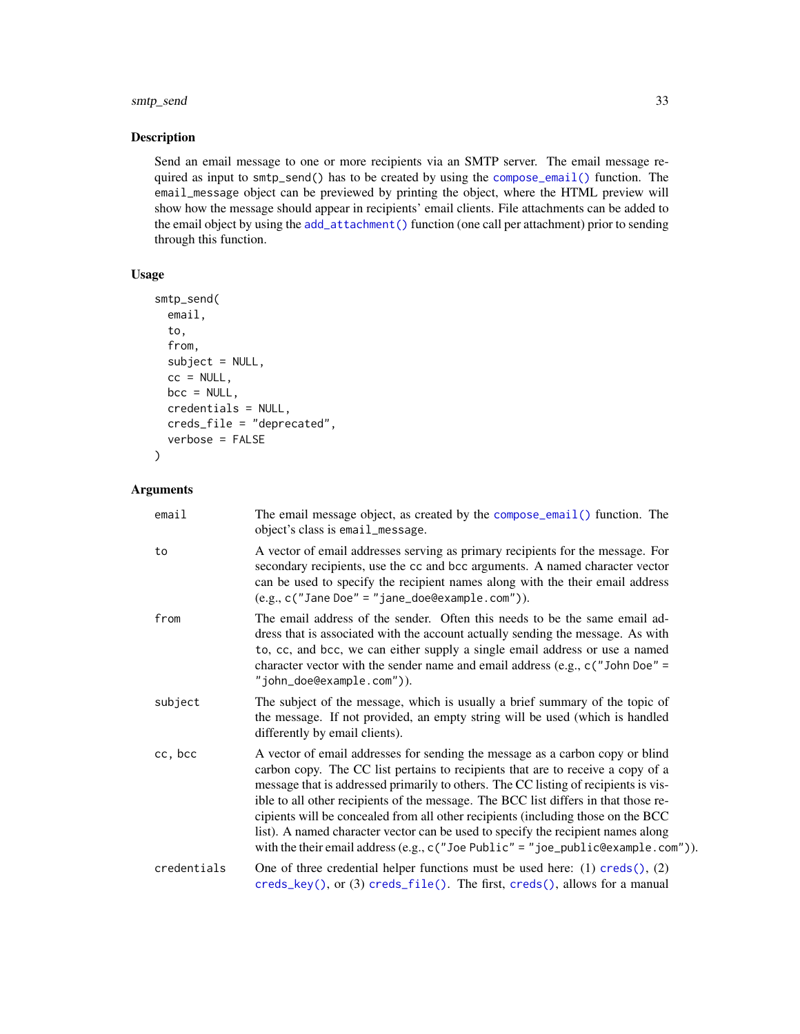## Description

Send an email message to one or more recipients via an SMTP server. The email message required as input to `smtp_send()` has to be created by using the `compose_email()` function. The `email_message` object can be previewed by printing the object, where the HTML preview will show how the message should appear in recipients' email clients. File attachments can be added to the email object by using the `add_attachment()` function (one call per attachment) prior to sending through this function.

## Usage

```
smtp_send(
  email,
  to,
  from,
  subject = NULL,
  cc = NULL,
  bcc = NULL,
  credentials = NULL,
  creds_file = "deprecated",
  verbose = FALSE
)
```

## Arguments

| | |
|---|---|
| `email` | The email message object, as created by the `compose_email()` function. The object's class is `email_message`. |
| `to` | A vector of email addresses serving as primary recipients for the message. For secondary recipients, use the `cc` and `bcc` arguments. A named character vector can be used to specify the recipient names along with the their email address (e.g., `c("Jane Doe" = "jane_doe@example.com")`). |
| `from` | The email address of the sender. Often this needs to be the same email address that is associated with the account actually sending the message. As with `to`, `cc`, and `bcc`, we can either supply a single email address or use a named character vector with the sender name and email address (e.g., `c("John Doe" = "john_doe@example.com")`). |
| `subject` | The subject of the message, which is usually a brief summary of the topic of the message. If not provided, an empty string will be used (which is handled differently by email clients). |
| `cc, bcc` | A vector of email addresses for sending the message as a carbon copy or blind carbon copy. The CC list pertains to recipients that are to receive a copy of a message that is addressed primarily to others. The CC listing of recipients is visible to all other recipients of the message. The BCC list differs in that those recipients will be concealed from all other recipients (including those on the BCC list). A named character vector can be used to specify the recipient names along with the their email address (e.g., `c("Joe Public" = "joe_public@example.com")`). |
| `credentials` | One of three credential helper functions must be used here: (1) `creds()`, (2) `creds_key()`, or (3) `creds_file()`. The first, `creds()`, allows for a manual |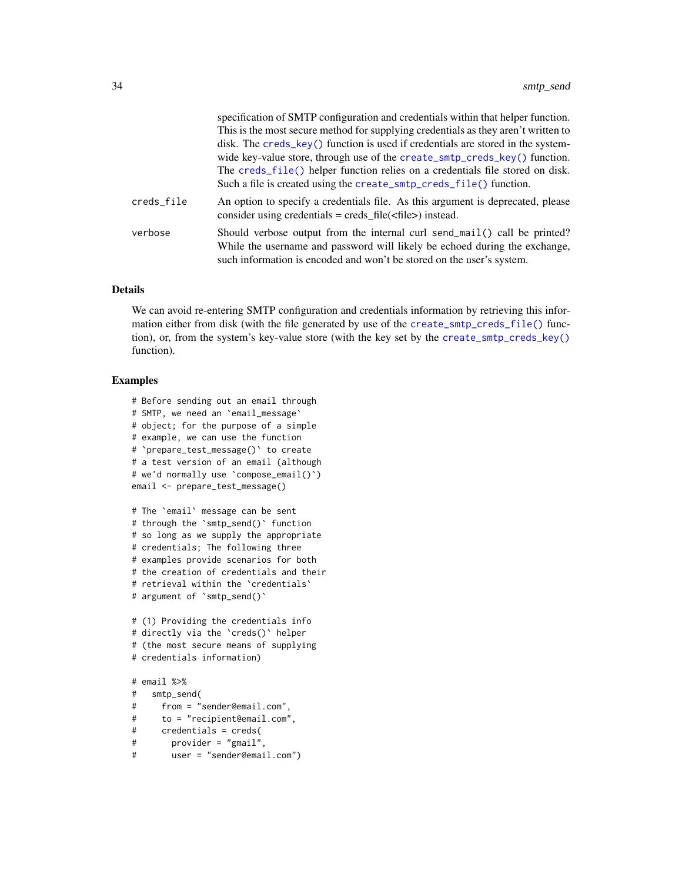specification of SMTP configuration and credentials within that helper function. This is the most secure method for supplying credentials as they aren't written to disk. The `creds_key()` function is used if credentials are stored in the system-wide key-value store, through use of the `create_smtp_creds_key()` function. The `creds_file()` helper function relies on a credentials file stored on disk. Such a file is created using the `create_smtp_creds_file()` function.

**creds_file** An option to specify a credentials file. As this argument is deprecated, please consider using credentials = creds_file(<file>) instead.

**verbose** Should verbose output from the internal curl `send_mail()` call be printed? While the username and password will likely be echoed during the exchange, such information is encoded and won't be stored on the user's system.

## Details

We can avoid re-entering SMTP configuration and credentials information by retrieving this information either from disk (with the file generated by use of the `create_smtp_creds_file()` function), or, from the system's key-value store (with the key set by the `create_smtp_creds_key()` function).

## Examples

```
# Before sending out an email through
# SMTP, we need an `email_message`
# object; for the purpose of a simple
# example, we can use the function
# `prepare_test_message()` to create
# a test version of an email (although
# we'd normally use `compose_email()`)
email <- prepare_test_message()

# The `email` message can be sent
# through the `smtp_send()` function
# so long as we supply the appropriate
# credentials; The following three
# examples provide scenarios for both
# the creation of credentials and their
# retrieval within the `credentials`
# argument of `smtp_send()`

# (1) Providing the credentials info
# directly via the `creds()` helper
# (the most secure means of supplying
# credentials information)

# email %>%
#   smtp_send(
#     from = "sender@email.com",
#     to = "recipient@email.com",
#     credentials = creds(
#       provider = "gmail",
#       user = "sender@email.com")
```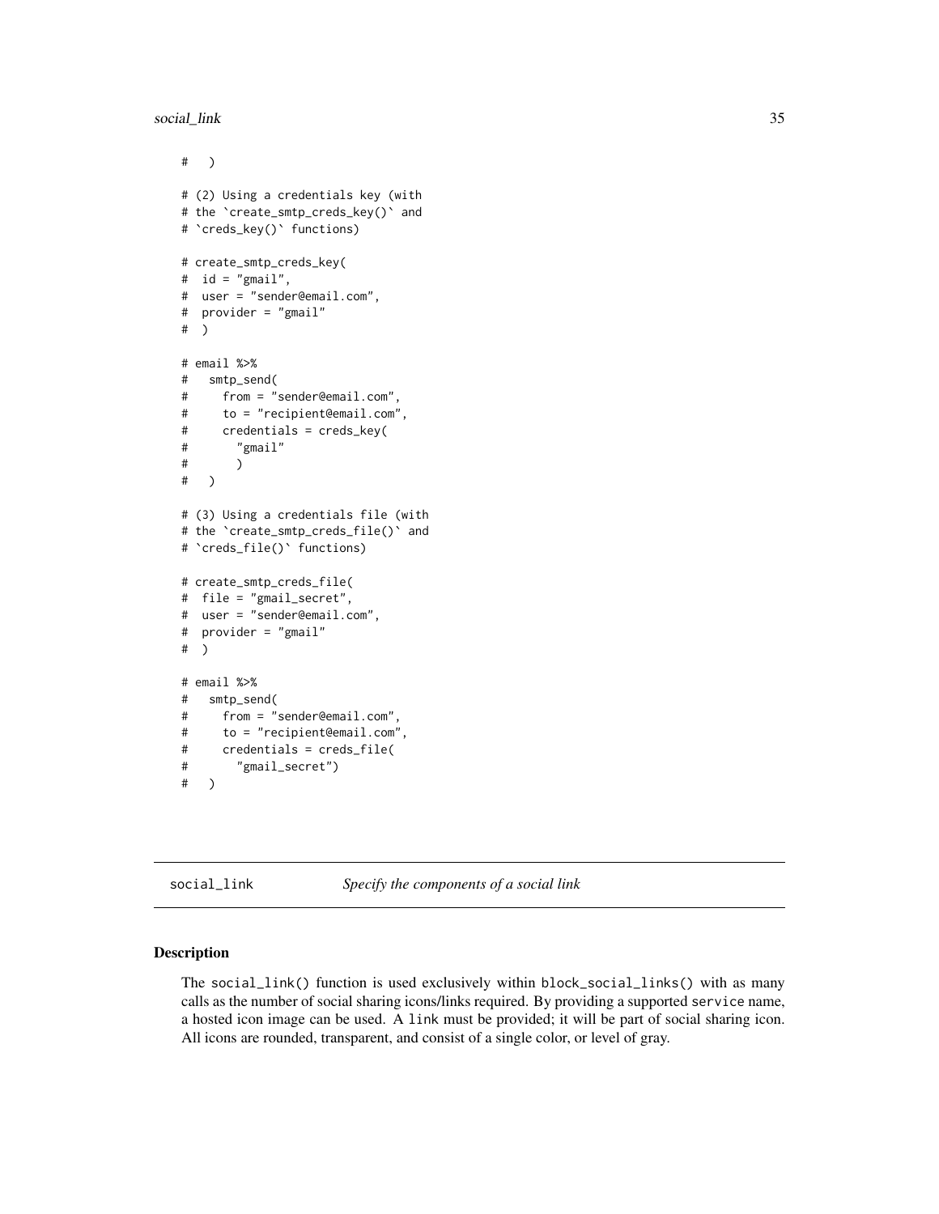```
#   )

# (2) Using a credentials key (with
# the `create_smtp_creds_key()` and
# `creds_key()` functions)

# create_smtp_creds_key(
#  id = "gmail",
#  user = "sender@email.com",
#  provider = "gmail"
#  )

# email %>%
#   smtp_send(
#     from = "sender@email.com",
#     to = "recipient@email.com",
#     credentials = creds_key(
#       "gmail"
#       )
#   )

# (3) Using a credentials file (with
# the `create_smtp_creds_file()` and
# `creds_file()` functions)

# create_smtp_creds_file(
#  file = "gmail_secret",
#  user = "sender@email.com",
#  provider = "gmail"
#  )

# email %>%
#   smtp_send(
#     from = "sender@email.com",
#     to = "recipient@email.com",
#     credentials = creds_file(
#       "gmail_secret")
#   )
```

---

## social_link — *Specify the components of a social link*

---

### Description

The `social_link()` function is used exclusively within `block_social_links()` with as many calls as the number of social sharing icons/links required. By providing a supported `service` name, a hosted icon image can be used. A `link` must be provided; it will be part of social sharing icon. All icons are rounded, transparent, and consist of a single color, or level of gray.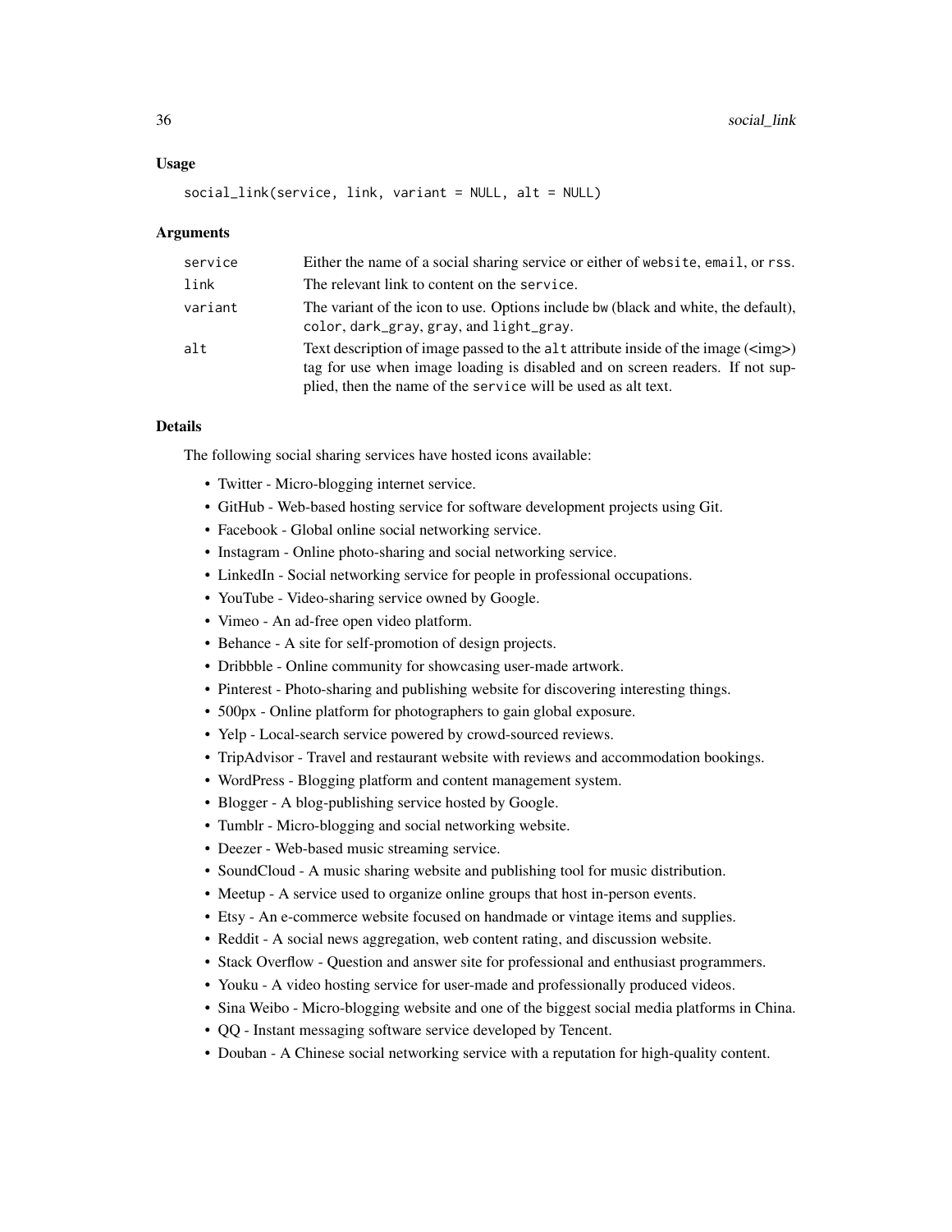## Usage

```
social_link(service, link, variant = NULL, alt = NULL)
```

## Arguments

| | |
|---|---|
| service | Either the name of a social sharing service or either of `website`, `email`, or `rss`. |
| link | The relevant link to content on the `service`. |
| variant | The variant of the icon to use. Options include `bw` (black and white, the default), `color`, `dark_gray`, `gray`, and `light_gray`. |
| alt | Text description of image passed to the `alt` attribute inside of the image (<img>) tag for use when image loading is disabled and on screen readers. If not supplied, then the name of the `service` will be used as alt text. |

## Details

The following social sharing services have hosted icons available:

- Twitter - Micro-blogging internet service.
- GitHub - Web-based hosting service for software development projects using Git.
- Facebook - Global online social networking service.
- Instagram - Online photo-sharing and social networking service.
- LinkedIn - Social networking service for people in professional occupations.
- YouTube - Video-sharing service owned by Google.
- Vimeo - An ad-free open video platform.
- Behance - A site for self-promotion of design projects.
- Dribbble - Online community for showcasing user-made artwork.
- Pinterest - Photo-sharing and publishing website for discovering interesting things.
- 500px - Online platform for photographers to gain global exposure.
- Yelp - Local-search service powered by crowd-sourced reviews.
- TripAdvisor - Travel and restaurant website with reviews and accommodation bookings.
- WordPress - Blogging platform and content management system.
- Blogger - A blog-publishing service hosted by Google.
- Tumblr - Micro-blogging and social networking website.
- Deezer - Web-based music streaming service.
- SoundCloud - A music sharing website and publishing tool for music distribution.
- Meetup - A service used to organize online groups that host in-person events.
- Etsy - An e-commerce website focused on handmade or vintage items and supplies.
- Reddit - A social news aggregation, web content rating, and discussion website.
- Stack Overflow - Question and answer site for professional and enthusiast programmers.
- Youku - A video hosting service for user-made and professionally produced videos.
- Sina Weibo - Micro-blogging website and one of the biggest social media platforms in China.
- QQ - Instant messaging software service developed by Tencent.
- Douban - A Chinese social networking service with a reputation for high-quality content.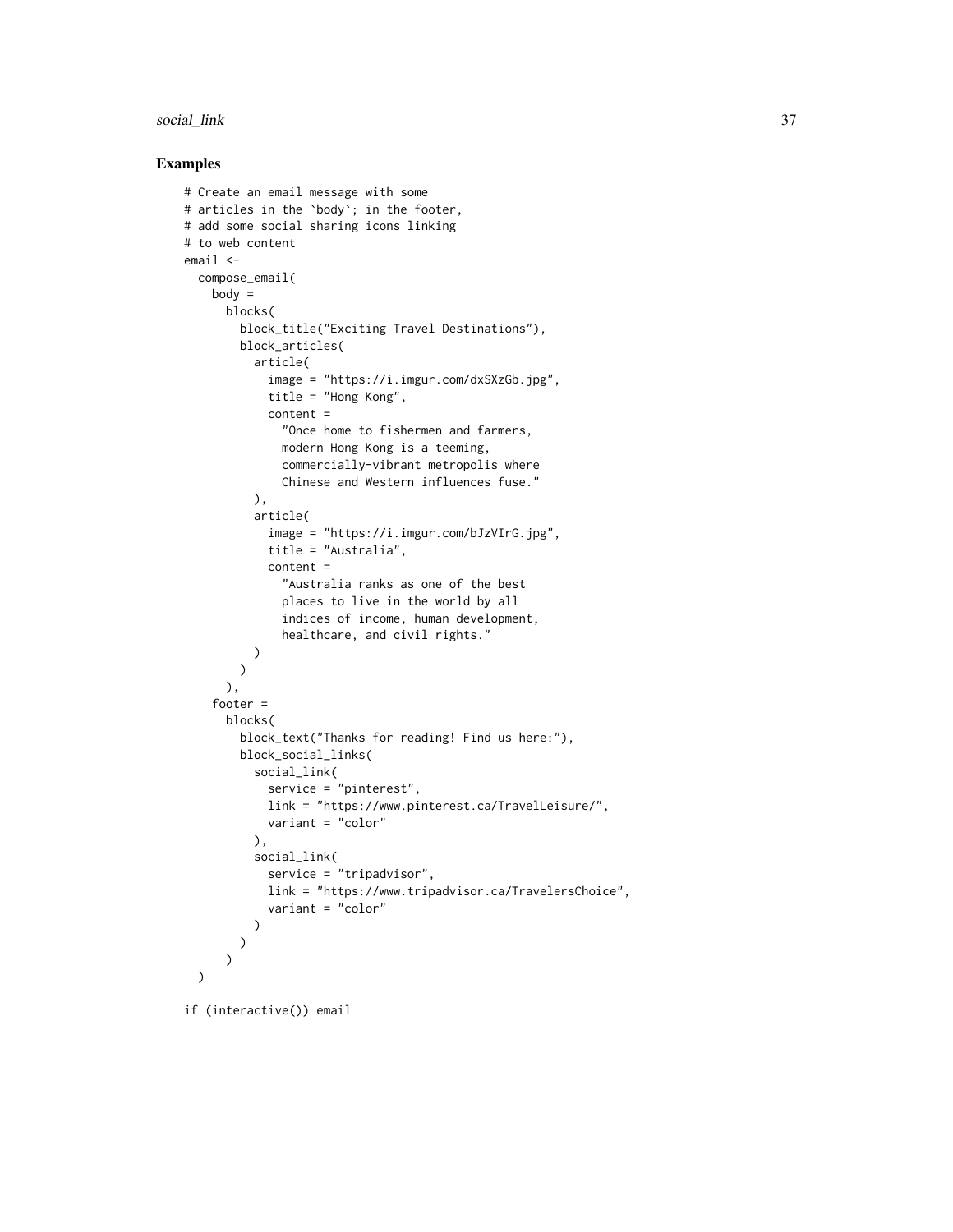## Examples

```
# Create an email message with some
# articles in the `body`; in the footer,
# add some social sharing icons linking
# to web content
email <-
  compose_email(
    body =
      blocks(
        block_title("Exciting Travel Destinations"),
        block_articles(
          article(
            image = "https://i.imgur.com/dxSXzGb.jpg",
            title = "Hong Kong",
            content =
              "Once home to fishermen and farmers,
              modern Hong Kong is a teeming,
              commercially-vibrant metropolis where
              Chinese and Western influences fuse."
          ),
          article(
            image = "https://i.imgur.com/bJzVIrG.jpg",
            title = "Australia",
            content =
              "Australia ranks as one of the best
              places to live in the world by all
              indices of income, human development,
              healthcare, and civil rights."
          )
        )
      ),
    footer =
      blocks(
        block_text("Thanks for reading! Find us here:"),
        block_social_links(
          social_link(
            service = "pinterest",
            link = "https://www.pinterest.ca/TravelLeisure/",
            variant = "color"
          ),
          social_link(
            service = "tripadvisor",
            link = "https://www.tripadvisor.ca/TravelersChoice",
            variant = "color"
          )
        )
      )
  )

if (interactive()) email
```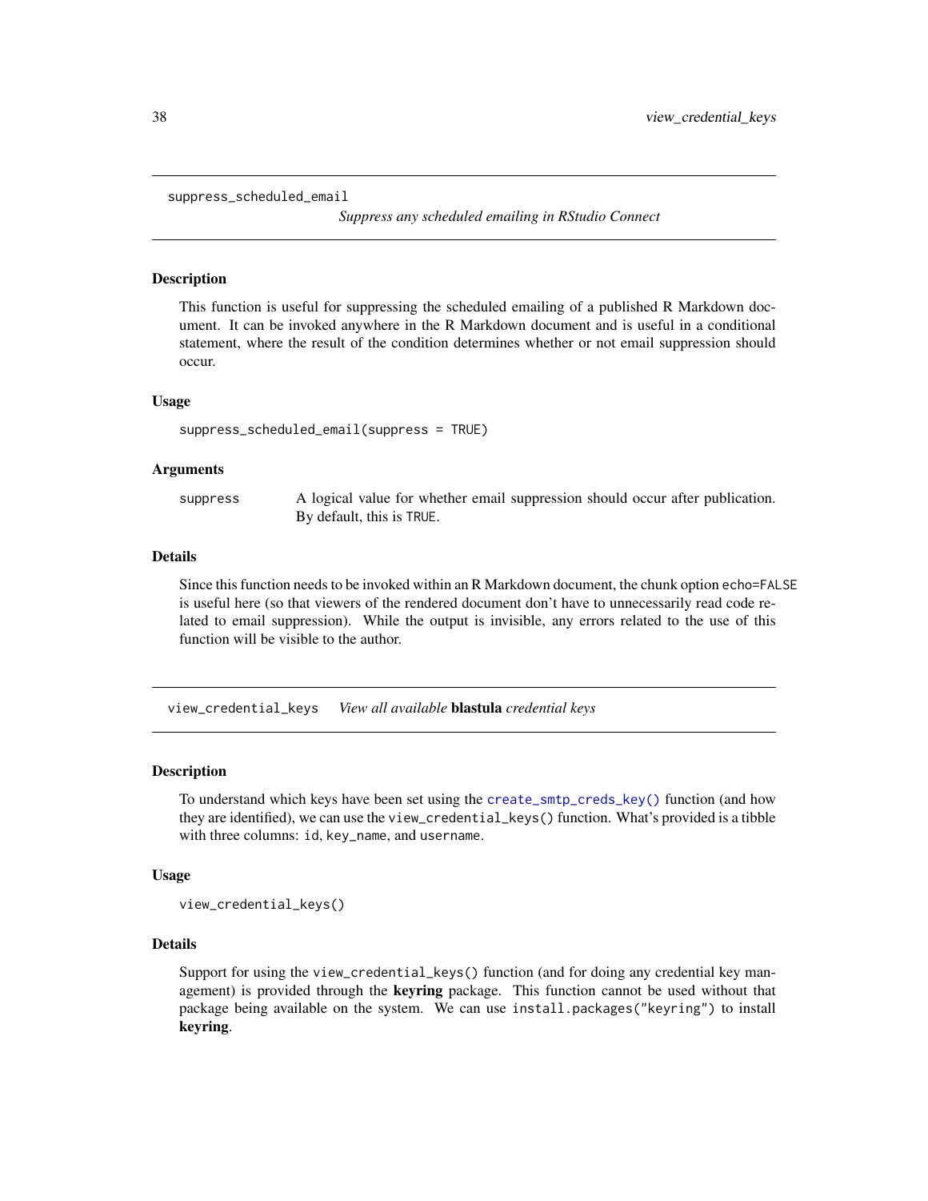## suppress_scheduled_email

*Suppress any scheduled emailing in RStudio Connect*

### Description

This function is useful for suppressing the scheduled emailing of a published R Markdown document. It can be invoked anywhere in the R Markdown document and is useful in a conditional statement, where the result of the condition determines whether or not email suppression should occur.

### Usage

```
suppress_scheduled_email(suppress = TRUE)
```

### Arguments

| | |
|---|---|
| suppress | A logical value for whether email suppression should occur after publication. By default, this is TRUE. |

### Details

Since this function needs to be invoked within an R Markdown document, the chunk option echo=FALSE is useful here (so that viewers of the rendered document don't have to unnecessarily read code related to email suppression). While the output is invisible, any errors related to the use of this function will be visible to the author.

## view_credential_keys

*View all available* **blastula** *credential keys*

### Description

To understand which keys have been set using the create_smtp_creds_key() function (and how they are identified), we can use the view_credential_keys() function. What's provided is a tibble with three columns: id, key_name, and username.

### Usage

```
view_credential_keys()
```

### Details

Support for using the view_credential_keys() function (and for doing any credential key management) is provided through the **keyring** package. This function cannot be used without that package being available on the system. We can use install.packages("keyring") to install **keyring**.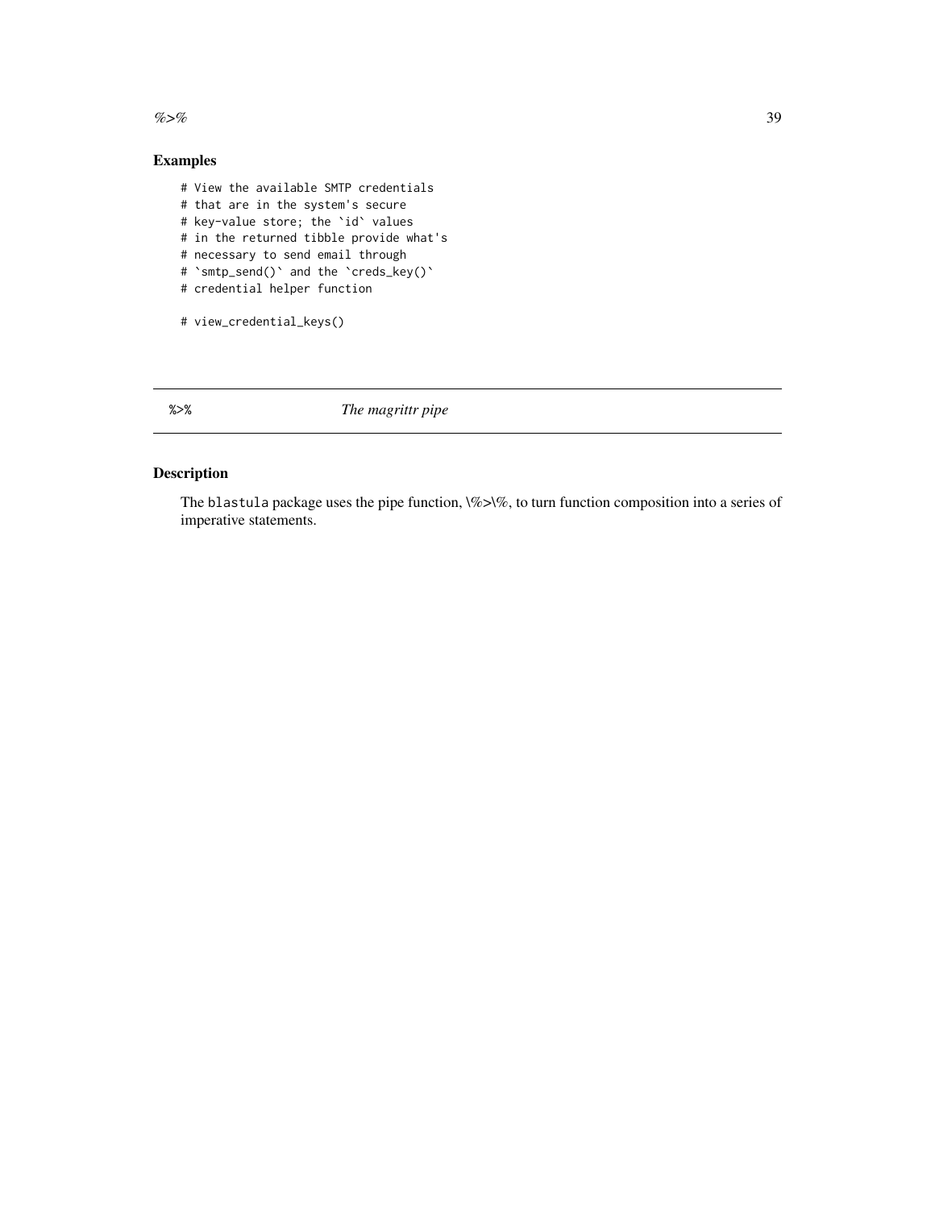## Examples

```
# View the available SMTP credentials
# that are in the system's secure
# key-value store; the `id` values
# in the returned tibble provide what's
# necessary to send email through
# `smtp_send()` and the `creds_key()`
# credential helper function

# view_credential_keys()
```

---

## `%>%` — *The magrittr pipe*

### Description

The `blastula` package uses the pipe function, \%>\%, to turn function composition into a series of imperative statements.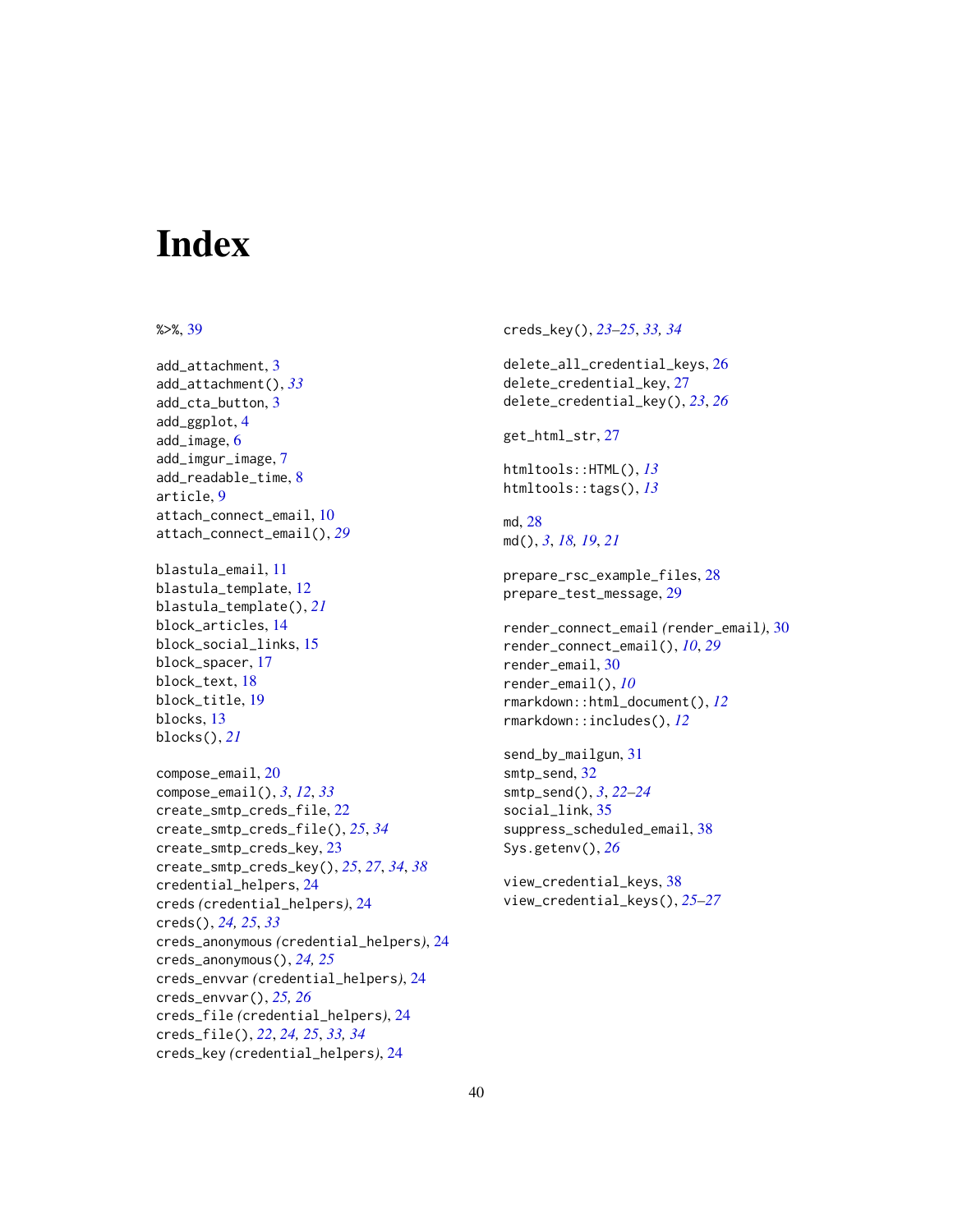# Index

%>%, 39

add_attachment, 3
add_attachment(), *33*
add_cta_button, 3
add_ggplot, 4
add_image, 6
add_imgur_image, 7
add_readable_time, 8
article, 9
attach_connect_email, 10
attach_connect_email(), *29*

blastula_email, 11
blastula_template, 12
blastula_template(), *21*
block_articles, 14
block_social_links, 15
block_spacer, 17
block_text, 18
block_title, 19
blocks, 13
blocks(), *21*

compose_email, 20
compose_email(), *3*, *12*, *33*
create_smtp_creds_file, 22
create_smtp_creds_file(), *25*, *34*
create_smtp_creds_key, 23
create_smtp_creds_key(), *25*, *27*, *34*, *38*
credential_helpers, 24
creds *(credential_helpers)*, 24
creds(), *24, 25*, *33*
creds_anonymous *(credential_helpers)*, 24
creds_anonymous(), *24, 25*
creds_envvar *(credential_helpers)*, 24
creds_envvar(), *25, 26*
creds_file *(credential_helpers)*, 24
creds_file(), *22*, *24, 25*, *33, 34*
creds_key *(credential_helpers)*, 24
creds_key(), *23–25*, *33, 34*

delete_all_credential_keys, 26
delete_credential_key, 27
delete_credential_key(), *23*, *26*

get_html_str, 27

htmltools::HTML(), *13*
htmltools::tags(), *13*

md, 28
md(), *3*, *18, 19*, *21*

prepare_rsc_example_files, 28
prepare_test_message, 29

render_connect_email *(render_email)*, 30
render_connect_email(), *10*, *29*
render_email, 30
render_email(), *10*
rmarkdown::html_document(), *12*
rmarkdown::includes(), *12*

send_by_mailgun, 31
smtp_send, 32
smtp_send(), *3*, *22–24*
social_link, 35
suppress_scheduled_email, 38
Sys.getenv(), *26*

view_credential_keys, 38
view_credential_keys(), *25–27*